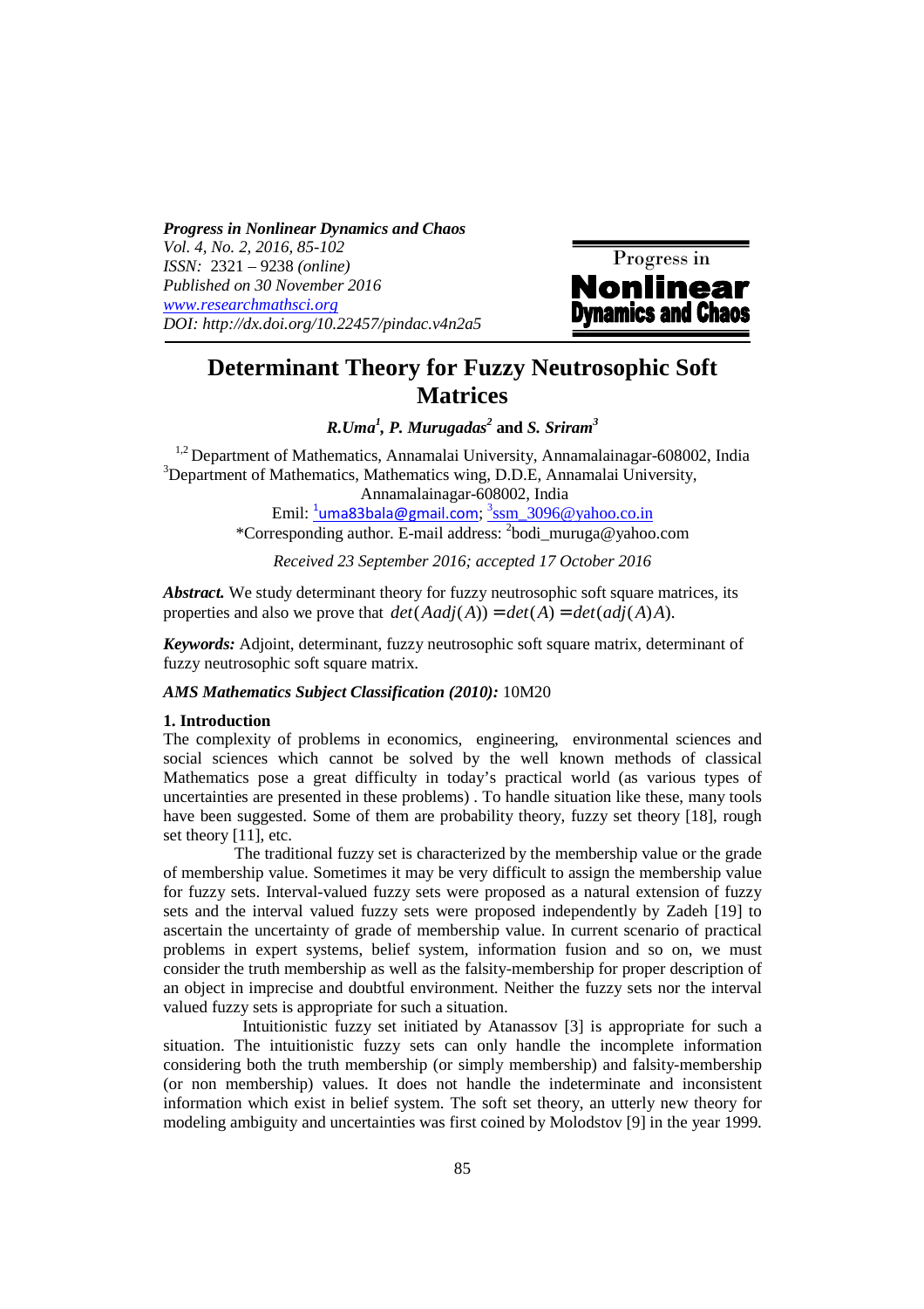*Progress in Nonlinear Dynamics and Chaos*
*Vol. 4, No. 2, 2016, 85-102*
*ISSN:* 2321 – 9238 *(online)*
*Published on 30 November 2016*
*www.researchmathsci.org*
*DOI: http://dx.doi.org/10.22457/pindac.v4n2a5*

# Determinant Theory for Fuzzy Neutrosophic Soft Matrices

***R.Uma*[1], *P. Murugadas*[2] and *S. Sriram*[3]**

[1,2] Department of Mathematics, Annamalai University, Annamalainagar-608002, India
[3] Department of Mathematics, Mathematics wing, D.D.E, Annamalai University, Annamalainagar-608002, India
Emil: [1]uma83bala@gmail.com; [3]ssm_3096@yahoo.co.in
*Corresponding author. E-mail address: [2]bodi_muruga@yahoo.com

*Received 23 September 2016; accepted 17 October 2016*

***Abstract.*** We study determinant theory for fuzzy neutrosophic soft square matrices, its properties and also we prove that $det(Aadj(A)) = det(A) = det(adj(A)A)$.

***Keywords:*** Adjoint, determinant, fuzzy neutrosophic soft square matrix, determinant of fuzzy neutrosophic soft square matrix.

***AMS Mathematics Subject Classification (2010):*** 10M20

## 1. Introduction

The complexity of problems in economics, engineering, environmental sciences and social sciences which cannot be solved by the well known methods of classical Mathematics pose a great difficulty in today's practical world (as various types of uncertainties are presented in these problems) . To handle situation like these, many tools have been suggested. Some of them are probability theory, fuzzy set theory [18], rough set theory [11], etc.

The traditional fuzzy set is characterized by the membership value or the grade of membership value. Sometimes it may be very difficult to assign the membership value for fuzzy sets. Interval-valued fuzzy sets were proposed as a natural extension of fuzzy sets and the interval valued fuzzy sets were proposed independently by Zadeh [19] to ascertain the uncertainty of grade of membership value. In current scenario of practical problems in expert systems, belief system, information fusion and so on, we must consider the truth membership as well as the falsity-membership for proper description of an object in imprecise and doubtful environment. Neither the fuzzy sets nor the interval valued fuzzy sets is appropriate for such a situation.

Intuitionistic fuzzy set initiated by Atanassov [3] is appropriate for such a situation. The intuitionistic fuzzy sets can only handle the incomplete information considering both the truth membership (or simply membership) and falsity-membership (or non membership) values. It does not handle the indeterminate and inconsistent information which exist in belief system. The soft set theory, an utterly new theory for modeling ambiguity and uncertainties was first coined by Molodstov [9] in the year 1999.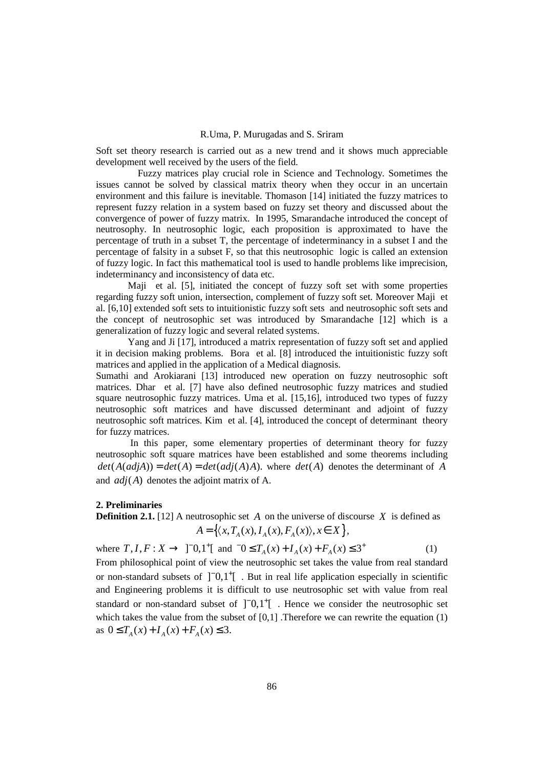Soft set theory research is carried out as a new trend and it shows much appreciable development well received by the users of the field.

Fuzzy matrices play crucial role in Science and Technology. Sometimes the issues cannot be solved by classical matrix theory when they occur in an uncertain environment and this failure is inevitable. Thomason [14] initiated the fuzzy matrices to represent fuzzy relation in a system based on fuzzy set theory and discussed about the convergence of power of fuzzy matrix. In 1995, Smarandache introduced the concept of neutrosophy. In neutrosophic logic, each proposition is approximated to have the percentage of truth in a subset T, the percentage of indeterminancy in a subset I and the percentage of falsity in a subset F, so that this neutrosophic logic is called an extension of fuzzy logic. In fact this mathematical tool is used to handle problems like imprecision, indeterminancy and inconsistency of data etc.

Maji et al. [5], initiated the concept of fuzzy soft set with some properties regarding fuzzy soft union, intersection, complement of fuzzy soft set. Moreover Maji et al. [6,10] extended soft sets to intuitionistic fuzzy soft sets and neutrosophic soft sets and the concept of neutrosophic set was introduced by Smarandache [12] which is a generalization of fuzzy logic and several related systems.

Yang and Ji [17], introduced a matrix representation of fuzzy soft set and applied it in decision making problems. Bora et al. [8] introduced the intuitionistic fuzzy soft matrices and applied in the application of a Medical diagnosis.

Sumathi and Arokiarani [13] introduced new operation on fuzzy neutrosophic soft matrices. Dhar et al. [7] have also defined neutrosophic fuzzy matrices and studied square neutrosophic fuzzy matrices. Uma et al. [15,16], introduced two types of fuzzy neutrosophic soft matrices and have discussed determinant and adjoint of fuzzy neutrosophic soft matrices. Kim et al. [4], introduced the concept of determinant theory for fuzzy matrices.

In this paper, some elementary properties of determinant theory for fuzzy neutrosophic soft square matrices have been established and some theorems including $det(A(adjA)) = det(A) = det(adj(A)A)$. where $det(A)$ denotes the determinant of $A$ and $adj(A)$ denotes the adjoint matrix of A.

## 2. Preliminaries

**Definition 2.1.** [12] A neutrosophic set $A$ on the universe of discourse $X$ is defined as

$$A = \{\langle x, T_A(x), I_A(x), F_A(x)\rangle, x \in X\},$$

where $T, I, F : X \rightarrow \ ]^{-}0,1^{+}[$ and $^{-}0 \le T_A(x) + I_A(x) + F_A(x) \le 3^{+}$ (1)

From philosophical point of view the neutrosophic set takes the value from real standard or non-standard subsets of $]^{-}0,1^{+}[$ . But in real life application especially in scientific and Engineering problems it is difficult to use neutrosophic set with value from real standard or non-standard subset of $]^{-}0,1^{+}[$ . Hence we consider the neutrosophic set which takes the value from the subset of [0,1] .Therefore we can rewrite the equation (1) as $0 \le T_A(x) + I_A(x) + F_A(x) \le 3.$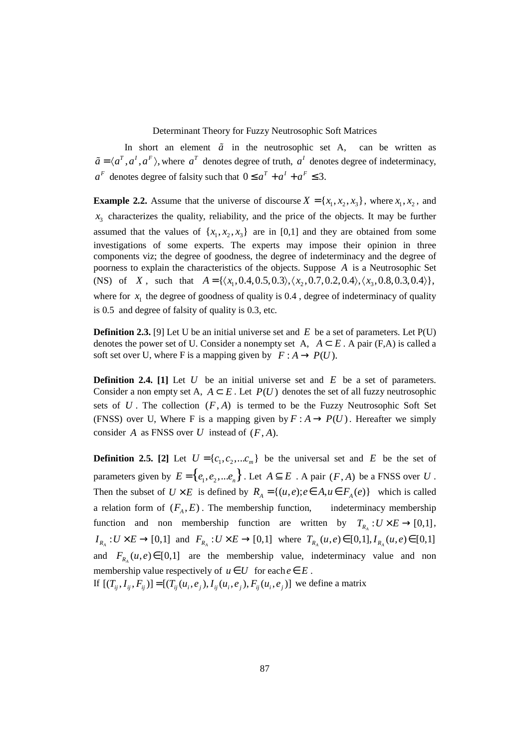In short an element $\tilde{a}$ in the neutrosophic set A, can be written as $\tilde{a} = \langle a^T, a^I, a^F \rangle$, where $a^T$ denotes degree of truth, $a^I$ denotes degree of indeterminacy, $a^F$ denotes degree of falsity such that $0 \le a^T + a^I + a^F \le 3$.

**Example 2.2.** Assume that the universe of discourse $X = \{x_1, x_2, x_3\}$, where $x_1, x_2$, and $x_3$ characterizes the quality, reliability, and the price of the objects. It may be further assumed that the values of $\{x_1, x_2, x_3\}$ are in [0,1] and they are obtained from some investigations of some experts. The experts may impose their opinion in three components viz; the degree of goodness, the degree of indeterminacy and the degree of poorness to explain the characteristics of the objects. Suppose $A$ is a Neutrosophic Set (NS) of $X$, such that $A = \{\langle x_1, 0.4, 0.5, 0.3\rangle, \langle x_2, 0.7, 0.2, 0.4\rangle, \langle x_3, 0.8, 0.3, 0.4\rangle\}$, where for $x_1$ the degree of goodness of quality is 0.4 , degree of indeterminacy of quality is 0.5 and degree of falsity of quality is 0.3, etc.

**Definition 2.3.** [9] Let U be an initial universe set and $E$ be a set of parameters. Let P(U) denotes the power set of U. Consider a nonempty set A, $A \subset E$. A pair (F,A) is called a soft set over U, where F is a mapping given by $F : A \to P(U)$.

**Definition 2.4. [1]** Let $U$ be an initial universe set and $E$ be a set of parameters. Consider a non empty set A, $A \subset E$. Let $P(U)$ denotes the set of all fuzzy neutrosophic sets of $U$. The collection $(F, A)$ is termed to be the Fuzzy Neutrosophic Soft Set (FNSS) over U, Where F is a mapping given by $F : A \to P(U)$. Hereafter we simply consider $A$ as FNSS over $U$ instead of $(F, A)$.

**Definition 2.5. [2]** Let $U = \{c_1, c_2, ...c_m\}$ be the universal set and $E$ be the set of parameters given by $E = \{e_1, e_2, ...e_n\}$. Let $A \subseteq E$. A pair $(F, A)$ be a FNSS over $U$. Then the subset of $U \times E$ is defined by $R_A = \{(u, e); e \in A, u \in F_A(e)\}$ which is called a relation form of $(F_A, E)$. The membership function, indeterminacy membership function and non membership function are written by $T_{R_A} : U \times E \to [0,1]$, $I_{R_A} : U \times E \to [0,1]$ and $F_{R_A} : U \times E \to [0,1]$ where $T_{R_A}(u, e) \in [0,1], I_{R_A}(u, e) \in [0,1]$ and $F_{R_A}(u, e) \in [0,1]$ are the membership value, indeterminacy value and non membership value respectively of $u \in U$ for each $e \in E$.

If $[(T_{ij}, I_{ij}, F_{ij})] = [(T_{ij}(u_i, e_j), I_{ij}(u_i, e_j), F_{ij}(u_i, e_j)]$ we define a matrix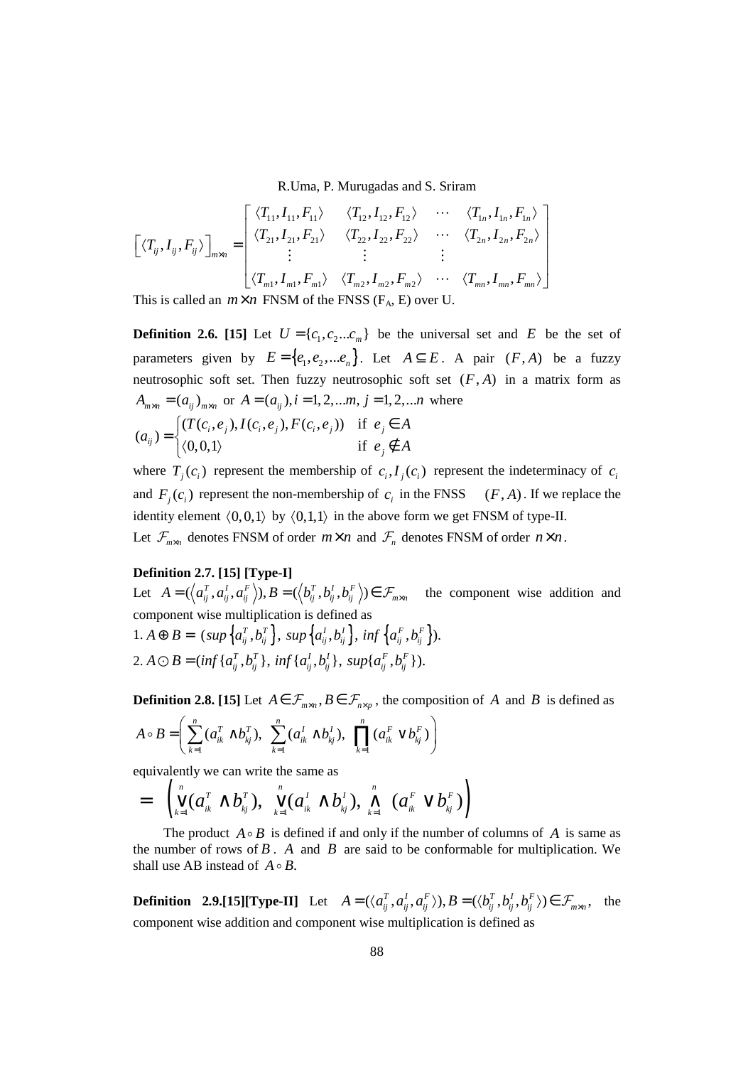$$\left[\langle T_{ij}, I_{ij}, F_{ij}\rangle\right]_{m\times n} = \begin{bmatrix} \langle T_{11}, I_{11}, F_{11}\rangle & \langle T_{12}, I_{12}, F_{12}\rangle & \cdots & \langle T_{1n}, I_{1n}, F_{1n}\rangle \\ \langle T_{21}, I_{21}, F_{21}\rangle & \langle T_{22}, I_{22}, F_{22}\rangle & \cdots & \langle T_{2n}, I_{2n}, F_{2n}\rangle \\ \vdots & \vdots & \vdots & \\ \langle T_{m1}, I_{m1}, F_{m1}\rangle & \langle T_{m2}, I_{m2}, F_{m2}\rangle & \cdots & \langle T_{mn}, I_{mn}, F_{mn}\rangle \end{bmatrix}$$

This is called an $m\times n$ FNSM of the FNSS ($F_A$, E) over U.

**Definition 2.6. [15]** Let $U = \{c_1, c_2 ... c_m\}$ be the universal set and $E$ be the set of parameters given by $E = \{e_1, e_2, ... e_n\}$. Let $A \subseteq E$. A pair $(F, A)$ be a fuzzy neutrosophic soft set. Then fuzzy neutrosophic soft set $(F, A)$ in a matrix form as $A_{m\times n} = (a_{ij})_{m\times n}$ or $A = (a_{ij}), i = 1, 2, ...m, j = 1, 2, ...n$ where

$$(a_{ij}) = \begin{cases} (T(c_i, e_j), I(c_i, e_j), F(c_i, e_j)) & \text{if } e_j \in A \\ \langle 0, 0, 1\rangle & \text{if } e_j \notin A \end{cases}$$

where $T_j(c_i)$ represent the membership of $c_i, I_j(c_i)$ represent the indeterminacy of $c_i$ and $F_j(c_i)$ represent the non-membership of $c_i$ in the FNSS $(F, A)$. If we replace the identity element $\langle 0, 0, 1\rangle$ by $\langle 0, 1, 1\rangle$ in the above form we get FNSM of type-II.

Let $\mathcal{F}_{m\times n}$ denotes FNSM of order $m\times n$ and $\mathcal{F}_n$ denotes FNSM of order $n\times n$.

**Definition 2.7. [15] [Type-I]**

Let $A = (\langle a_{ij}^T, a_{ij}^I, a_{ij}^F\rangle), B = (\langle b_{ij}^T, b_{ij}^I, b_{ij}^F\rangle) \in \mathcal{F}_{m\times n}$ the component wise addition and component wise multiplication is defined as

1. $A \oplus B = (sup\{a_{ij}^T, b_{ij}^T\},\ sup\{a_{ij}^I, b_{ij}^I\},\ inf\{a_{ij}^F, b_{ij}^F\})$.
2. $A \odot B = (inf\{a_{ij}^T, b_{ij}^T\},\ inf\{a_{ij}^I, b_{ij}^I\},\ sup\{a_{ij}^F, b_{ij}^F\})$.

**Definition 2.8. [15]** Let $A \in \mathcal{F}_{m\times n}, B \in \mathcal{F}_{n\times p}$, the composition of $A$ and $B$ is defined as

$$A \circ B = \left( \sum_{k=1}^{n} (a_{ik}^T \wedge b_{kj}^T),\ \sum_{k=1}^{n} (a_{ik}^I \wedge b_{kj}^I),\ \prod_{k=1}^{n} (a_{ik}^F \vee b_{kj}^F) \right)$$

equivalently we can write the same as

$$= \left( \bigvee_{k=1}^{n} (a_{ik}^T \wedge b_{kj}^T),\ \bigvee_{k=1}^{n} (a_{ik}^I \wedge b_{kj}^I),\ \bigwedge_{k=1}^{n} (a_{ik}^F \vee b_{kj}^F) \right)$$

The product $A \circ B$ is defined if and only if the number of columns of $A$ is same as the number of rows of $B$. $A$ and $B$ are said to be conformable for multiplication. We shall use AB instead of $A \circ B$.

**Definition 2.9.[15][Type-II]** Let $A = (\langle a_{ij}^T, a_{ij}^I, a_{ij}^F\rangle), B = (\langle b_{ij}^T, b_{ij}^I, b_{ij}^F\rangle) \in \mathcal{F}_{m\times n}$, the component wise addition and component wise multiplication is defined as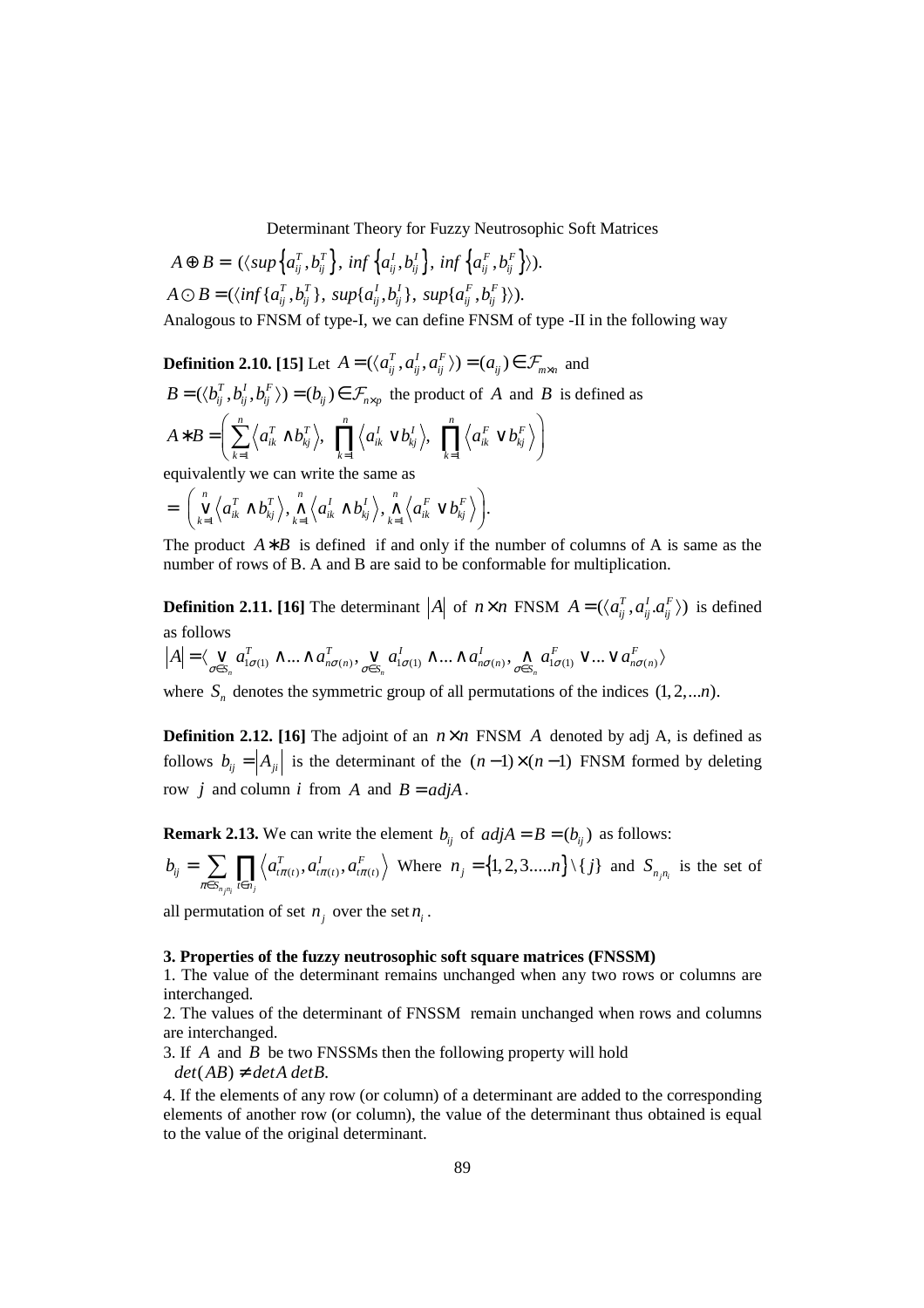$$A \oplus B = (\langle sup\left\{a_{ij}^T, b_{ij}^T\right\},\ inf\left\{a_{ij}^I, b_{ij}^I\right\},\ inf\left\{a_{ij}^F, b_{ij}^F\right\}\rangle).$$

$$A \odot B = (\langle inf\{a_{ij}^T, b_{ij}^T\},\ sup\{a_{ij}^I, b_{ij}^I\},\ sup\{a_{ij}^F, b_{ij}^F\}\rangle).$$

Analogous to FNSM of type-I, we can define FNSM of type -II in the following way

**Definition 2.10. [15]** Let $A = (\langle a_{ij}^T, a_{ij}^I, a_{ij}^F\rangle) = (a_{ij}) \in \mathcal{F}_{m\times n}$ and $B = (\langle b_{ij}^T, b_{ij}^I, b_{ij}^F\rangle) = (b_{ij}) \in \mathcal{F}_{n\times p}$ the product of $A$ and $B$ is defined as

$$A * B = \left( \sum_{k=1}^{n} \left\langle a_{ik}^T \wedge b_{kj}^T \right\rangle,\ \prod_{k=1}^{n} \left\langle a_{ik}^I \vee b_{kj}^I \right\rangle,\ \prod_{k=1}^{n} \left\langle a_{ik}^F \vee b_{kj}^F \right\rangle \right)$$

equivalently we can write the same as

$$= \left( \bigvee_{k=1}^{n} \left\langle a_{ik}^T \wedge b_{kj}^T \right\rangle, \bigwedge_{k=1}^{n} \left\langle a_{ik}^I \wedge b_{kj}^I \right\rangle, \bigwedge_{k=1}^{n} \left\langle a_{ik}^F \vee b_{kj}^F \right\rangle \right).$$

The product $A * B$ is defined if and only if the number of columns of A is same as the number of rows of B. A and B are said to be conformable for multiplication.

**Definition 2.11. [16]** The determinant $|A|$ of $n\times n$ FNSM $A = (\langle a_{ij}^T, a_{ij}^I.a_{ij}^F\rangle)$ is defined as follows

$$|A| = \langle \bigvee_{\sigma\in S_n} a_{1\sigma(1)}^T \wedge ... \wedge a_{n\sigma(n)}^T, \bigvee_{\sigma\in S_n} a_{1\sigma(1)}^I \wedge ... \wedge a_{n\sigma(n)}^I, \bigwedge_{\sigma\in S_n} a_{1\sigma(1)}^F \vee ... \vee a_{n\sigma(n)}^F \rangle$$

where $S_n$ denotes the symmetric group of all permutations of the indices $(1, 2, ...n)$.

**Definition 2.12. [16]** The adjoint of an $n\times n$ FNSM $A$ denoted by adj A, is defined as follows $b_{ij} = |A_{ji}|$ is the determinant of the $(n-1)\times(n-1)$ FNSM formed by deleting row $j$ and column $i$ from $A$ and $B = adjA$.

**Remark 2.13.** We can write the element $b_{ij}$ of $adjA = B = (b_{ij})$ as follows:

$b_{ij} = \sum_{\pi\in S_{n_j n_i}} \prod_{t\in n_j} \left\langle a_{t\pi(t)}^T, a_{t\pi(t)}^I, a_{t\pi(t)}^F \right\rangle$ Where $n_j = \{1, 2, 3.....n\} \setminus \{j\}$ and $S_{n_j n_i}$ is the set of all permutation of set $n_j$ over the set $n_i$.

**3. Properties of the fuzzy neutrosophic soft square matrices (FNSSM)**

1. The value of the determinant remains unchanged when any two rows or columns are interchanged.
2. The values of the determinant of FNSSM remain unchanged when rows and columns are interchanged.
3. If $A$ and $B$ be two FNSSMs then the following property will hold
   $det(AB) \neq detA\ detB.$
4. If the elements of any row (or column) of a determinant are added to the corresponding elements of another row (or column), the value of the determinant thus obtained is equal to the value of the original determinant.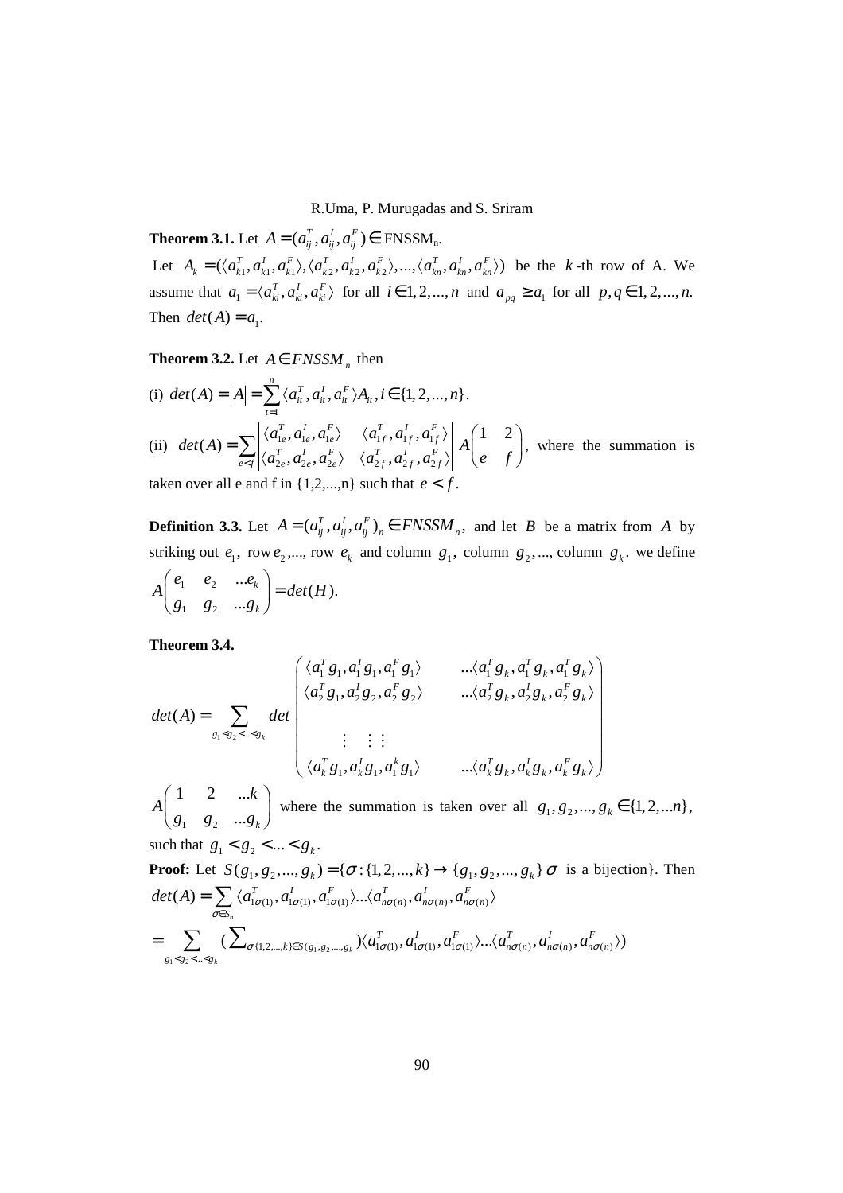**Theorem 3.1.** Let $A=(a_{ij}^T,a_{ij}^I,a_{ij}^F)\in$ FNSSM$_n$.

Let $A_k=(\langle a_{k1}^T,a_{k1}^I,a_{k1}^F\rangle,\langle a_{k2}^T,a_{k2}^I,a_{k2}^F\rangle,...,\langle a_{kn}^T,a_{kn}^I,a_{kn}^F\rangle)$ be the $k$-th row of A. We assume that $a_1=\langle a_{ki}^T,a_{ki}^I,a_{ki}^F\rangle$ for all $i\in 1,2,...,n$ and $a_{pq}\geq a_1$ for all $p,q\in 1,2,...,n.$ Then $det(A)=a_1$.

**Theorem 3.2.** Let $A\in FNSSM_n$ then

(i) $det(A)=|A|=\sum_{t=1}^{n}\langle a_{it}^T,a_{it}^I,a_{it}^F\rangle A_{it}, i\in\{1,2,...,n\}$.

(ii) $det(A)=\sum_{e<f}\begin{vmatrix}\langle a_{1e}^T,a_{1e}^I,a_{1e}^F\rangle & \langle a_{1f}^T,a_{1f}^I,a_{1f}^F\rangle\\ \langle a_{2e}^T,a_{2e}^I,a_{2e}^F\rangle & \langle a_{2f}^T,a_{2f}^I,a_{2f}^F\rangle\end{vmatrix} A\begin{pmatrix}1 & 2\\ e & f\end{pmatrix}$, where the summation is taken over all e and f in {1,2,...,n} such that $e<f$.

**Definition 3.3.** Let $A=(a_{ij}^T,a_{ij}^I,a_{ij}^F)_n\in FNSSM_n$, and let $B$ be a matrix from $A$ by striking out $e_1$, row $e_2$,..., row $e_k$ and column $g_1$, column $g_2$,..., column $g_k$. we define

$$A\begin{pmatrix}e_1 & e_2 & ...e_k\\ g_1 & g_2 & ...g_k\end{pmatrix}=det(H).$$

**Theorem 3.4.**

$$det(A)=\sum_{g_1<g_2<..<g_k} det\begin{pmatrix}\langle a_1^T g_1,a_1^I g_1,a_1^F g_1\rangle & ...\langle a_1^T g_k,a_1^T g_k,a_1^T g_k\rangle\\ \langle a_2^T g_1,a_2^I g_2,a_2^F g_2\rangle & ...\langle a_2^T g_k,a_2^I g_k,a_2^F g_k\rangle\\ & \\ \vdots \quad \vdots\vdots & \\ \langle a_k^T g_1,a_k^I g_1,a_1^k g_1\rangle & ...\langle a_k^T g_k,a_k^I g_k,a_k^F g_k\rangle\end{pmatrix}$$

$A\begin{pmatrix}1 & 2 & ...k\\ g_1 & g_2 & ...g_k\end{pmatrix}$ where the summation is taken over all $g_1,g_2,...,g_k\in\{1,2,...n\}$, such that $g_1<g_2<...<g_k$.

**Proof:** Let $S(g_1,g_2,...,g_k)=\{\sigma:\{1,2,...,k\}\to\{g_1,g_2,...,g_k\}\,\sigma$ is a bijection}. Then

$$det(A)=\sum_{\sigma\in S_n}\langle a_{1\sigma(1)}^T,a_{1\sigma(1)}^I,a_{1\sigma(1)}^F\rangle...\langle a_{n\sigma(n)}^T,a_{n\sigma(n)}^I,a_{n\sigma(n)}^F\rangle$$

$$=\sum_{g_1<g_2<..<g_k}\left(\sum\nolimits_{\sigma\{1,2,...,k\}\in S(g_1,g_2,...,g_k}\right)\langle a_{1\sigma(1)}^T,a_{1\sigma(1)}^I,a_{1\sigma(1)}^F\rangle...\langle a_{n\sigma(n)}^T,a_{n\sigma(n)}^I,a_{n\sigma(n)}^F\rangle)$$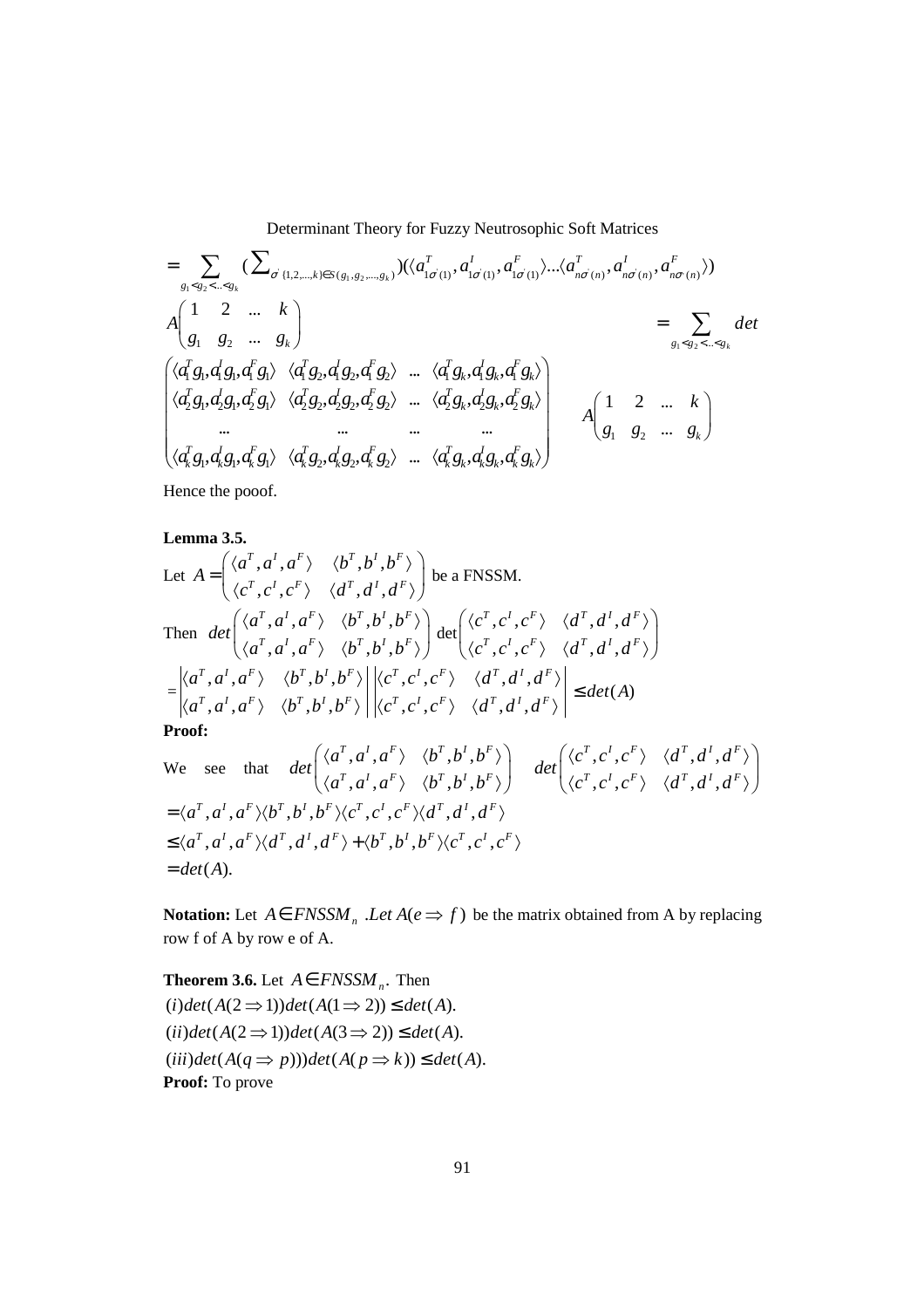$$= \sum_{g_1<g_2<..<g_k} \left(\sum_{\sigma' \{1,2,...,k\} \in S(g_1,g_2,...,g_k)}\right)(\langle a^T_{1\sigma'(1)}, a^I_{1\sigma'(1)}, a^F_{1\sigma'(1)}\rangle ... \langle a^T_{n\sigma'(n)}, a^I_{n\sigma'(n)}, a^F_{n\sigma'(n)}\rangle)$$

$$A\begin{pmatrix} 1 & 2 & ... & k \\ g_1 & g_2 & ... & g_k \end{pmatrix} = \sum_{g_1<g_2<..<g_k} det$$

$$\begin{pmatrix} \langle a^T_1 g_1, a^I_1 g_1, a^F_1 g_1\rangle & \langle a^T_1 g_2, a^I_1 g_2, a^F_1 g_2\rangle & ... & \langle a^T_1 g_k, a^I_1 g_k, a^F_1 g_k\rangle \\ \langle a^T_2 g_1, a^I_2 g_1, a^F_2 g_1\rangle & \langle a^T_2 g_2, a^I_2 g_2, a^F_2 g_2\rangle & ... & \langle a^T_2 g_k, a^I_2 g_k, a^F_2 g_k\rangle \\ ... & ... & ... & ... \\ \langle a^T_k g_1, a^I_k g_1, a^F_k g_1\rangle & \langle a^T_k g_2, a^I_k g_2, a^F_k g_2\rangle & ... & \langle a^T_k g_k, a^I_k g_k, a^F_k g_k\rangle \end{pmatrix} \quad A\begin{pmatrix} 1 & 2 & ... & k \\ g_1 & g_2 & ... & g_k \end{pmatrix}$$

Hence the pooof.

**Lemma 3.5.**

Let $A = \begin{pmatrix} \langle a^T, a^I, a^F\rangle & \langle b^T, b^I, b^F\rangle \\ \langle c^T, c^I, c^F\rangle & \langle d^T, d^I, d^F\rangle \end{pmatrix}$ be a FNSSM.

Then $det\begin{pmatrix} \langle a^T, a^I, a^F\rangle & \langle b^T, b^I, b^F\rangle \\ \langle a^T, a^I, a^F\rangle & \langle b^T, b^I, b^F\rangle \end{pmatrix} \det\begin{pmatrix} \langle c^T, c^I, c^F\rangle & \langle d^T, d^I, d^F\rangle \\ \langle c^T, c^I, c^F\rangle & \langle d^T, d^I, d^F\rangle \end{pmatrix}$

$= \begin{vmatrix} \langle a^T, a^I, a^F\rangle & \langle b^T, b^I, b^F\rangle \\ \langle a^T, a^I, a^F\rangle & \langle b^T, b^I, b^F\rangle \end{vmatrix} \begin{vmatrix} \langle c^T, c^I, c^F\rangle & \langle d^T, d^I, d^F\rangle \\ \langle c^T, c^I, c^F\rangle & \langle d^T, d^I, d^F\rangle \end{vmatrix} \leq det(A)$

**Proof:**

We see that $det\begin{pmatrix} \langle a^T, a^I, a^F\rangle & \langle b^T, b^I, b^F\rangle \\ \langle a^T, a^I, a^F\rangle & \langle b^T, b^I, b^F\rangle \end{pmatrix} \quad det\begin{pmatrix} \langle c^T, c^I, c^F\rangle & \langle d^T, d^I, d^F\rangle \\ \langle c^T, c^I, c^F\rangle & \langle d^T, d^I, d^F\rangle \end{pmatrix}$

$= \langle a^T, a^I, a^F\rangle\langle b^T, b^I, b^F\rangle\langle c^T, c^I, c^F\rangle\langle d^T, d^I, d^F\rangle$

$\leq \langle a^T, a^I, a^F\rangle\langle d^T, d^I, d^F\rangle + \langle b^T, b^I, b^F\rangle\langle c^T, c^I, c^F\rangle$

$= det(A).$

**Notation:** Let $A \in FNSSM_n$ .*Let* $A(e \Rightarrow f)$ be the matrix obtained from A by replacing row f of A by row e of A.

**Theorem 3.6.** Let $A \in FNSSM_n$. Then

$(i) det(A(2 \Rightarrow 1)) det(A(1 \Rightarrow 2)) \leq det(A).$

$(ii) det(A(2 \Rightarrow 1)) det(A(3 \Rightarrow 2)) \leq det(A).$

$(iii) det(A(q \Rightarrow p))) det(A(p \Rightarrow k)) \leq det(A).$

**Proof:** To prove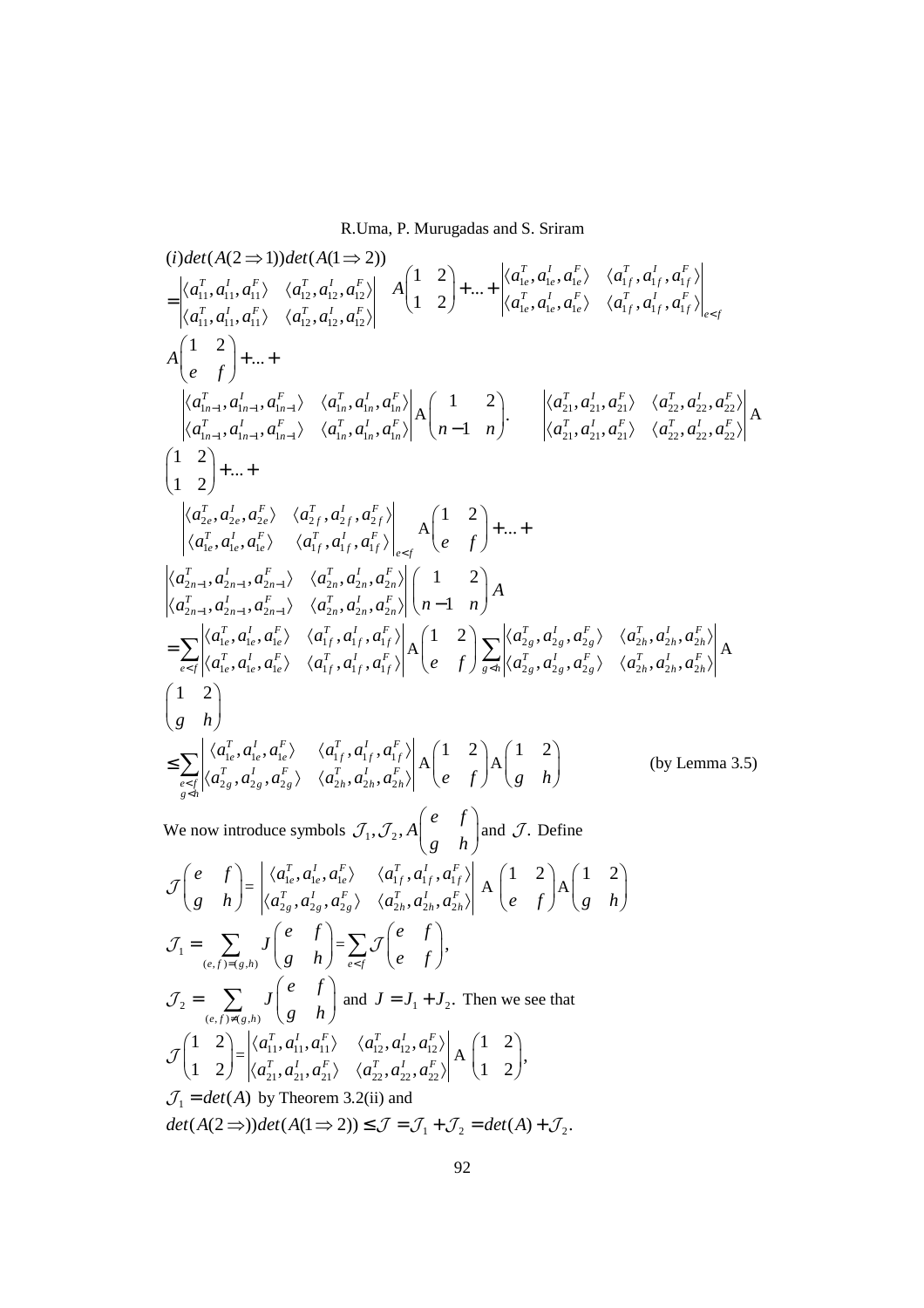$$(i) det(A(2 \Rightarrow 1)) det(A(1 \Rightarrow 2))$$

$$= \begin{vmatrix} \langle a_{11}^T, a_{11}^I, a_{11}^F \rangle & \langle a_{12}^T, a_{12}^I, a_{12}^F \rangle \\ \langle a_{11}^T, a_{11}^I, a_{11}^F \rangle & \langle a_{12}^T, a_{12}^I, a_{12}^F \rangle \end{vmatrix} \quad A\begin{pmatrix} 1 & 2 \\ 1 & 2 \end{pmatrix} + \ldots + \begin{vmatrix} \langle a_{1e}^T, a_{1e}^I, a_{1e}^F \rangle & \langle a_{1f}^T, a_{1f}^I, a_{1f}^F \rangle \\ \langle a_{1e}^T, a_{1e}^I, a_{1e}^F \rangle & \langle a_{1f}^T, a_{1f}^I, a_{1f}^F \rangle \end{vmatrix}_{e<f}$$

$$A\begin{pmatrix} 1 & 2 \\ e & f \end{pmatrix} + \ldots +$$

$$\begin{vmatrix} \langle a_{1n-1}^T, a_{1n-1}^I, a_{1n-1}^F \rangle & \langle a_{1n}^T, a_{1n}^I, a_{1n}^F \rangle \\ \langle a_{1n-1}^T, a_{1n-1}^I, a_{1n-1}^F \rangle & \langle a_{1n}^T, a_{1n}^I, a_{1n}^F \rangle \end{vmatrix} \mathrm{A}\begin{pmatrix} 1 & 2 \\ n-1 & n \end{pmatrix}. \quad \begin{vmatrix} \langle a_{21}^T, a_{21}^I, a_{21}^F \rangle & \langle a_{22}^T, a_{22}^I, a_{22}^F \rangle \\ \langle a_{21}^T, a_{21}^I, a_{21}^F \rangle & \langle a_{22}^T, a_{22}^I, a_{22}^F \rangle \end{vmatrix} \mathrm{A}$$

$$\begin{pmatrix} 1 & 2 \\ 1 & 2 \end{pmatrix} + \ldots +$$

$$\begin{vmatrix} \langle a_{2e}^T, a_{2e}^I, a_{2e}^F \rangle & \langle a_{2f}^T, a_{2f}^I, a_{2f}^F \rangle \\ \langle a_{1e}^T, a_{1e}^I, a_{1e}^F \rangle & \langle a_{1f}^T, a_{1f}^I, a_{1f}^F \rangle \end{vmatrix}_{e<f} \mathrm{A}\begin{pmatrix} 1 & 2 \\ e & f \end{pmatrix} + \ldots +$$

$$\begin{vmatrix} \langle a_{2n-1}^T, a_{2n-1}^I, a_{2n-1}^F \rangle & \langle a_{2n}^T, a_{2n}^I, a_{2n}^F \rangle \\ \langle a_{2n-1}^T, a_{2n-1}^I, a_{2n-1}^F \rangle & \langle a_{2n}^T, a_{2n}^I, a_{2n}^F \rangle \end{vmatrix} \begin{pmatrix} 1 & 2 \\ n-1 & n \end{pmatrix} A$$

$$= \sum_{e<f} \begin{vmatrix} \langle a_{1e}^T, a_{1e}^I, a_{1e}^F \rangle & \langle a_{1f}^T, a_{1f}^I, a_{1f}^F \rangle \\ \langle a_{1e}^T, a_{1e}^I, a_{1e}^F \rangle & \langle a_{1f}^T, a_{1f}^I, a_{1f}^F \rangle \end{vmatrix} \mathrm{A}\begin{pmatrix} 1 & 2 \\ e & f \end{pmatrix} \sum_{g<h} \begin{vmatrix} \langle a_{2g}^T, a_{2g}^I, a_{2g}^F \rangle & \langle a_{2h}^T, a_{2h}^I, a_{2h}^F \rangle \\ \langle a_{2g}^T, a_{2g}^I, a_{2g}^F \rangle & \langle a_{2h}^T, a_{2h}^I, a_{2h}^F \rangle \end{vmatrix} \mathrm{A}$$

$$\begin{pmatrix} 1 & 2 \\ g & h \end{pmatrix}$$

$$\leq \sum_{\substack{e<f \\ g<h}} \begin{vmatrix} \langle a_{1e}^T, a_{1e}^I, a_{1e}^F \rangle & \langle a_{1f}^T, a_{1f}^I, a_{1f}^F \rangle \\ \langle a_{2g}^T, a_{2g}^I, a_{2g}^F \rangle & \langle a_{2h}^T, a_{2h}^I, a_{2h}^F \rangle \end{vmatrix} \mathrm{A}\begin{pmatrix} 1 & 2 \\ e & f \end{pmatrix} \mathrm{A}\begin{pmatrix} 1 & 2 \\ g & h \end{pmatrix} \qquad \text{(by Lemma 3.5)}$$

We now introduce symbols $\mathcal{J}_1, \mathcal{J}_2, A\begin{pmatrix} e & f \\ g & h \end{pmatrix}$ and $\mathcal{J}$. Define

$$\mathcal{J}\begin{pmatrix} e & f \\ g & h \end{pmatrix} = \begin{vmatrix} \langle a_{1e}^T, a_{1e}^I, a_{1e}^F \rangle & \langle a_{1f}^T, a_{1f}^I, a_{1f}^F \rangle \\ \langle a_{2g}^T, a_{2g}^I, a_{2g}^F \rangle & \langle a_{2h}^T, a_{2h}^I, a_{2h}^F \rangle \end{vmatrix} \mathrm{A}\begin{pmatrix} 1 & 2 \\ e & f \end{pmatrix} \mathrm{A}\begin{pmatrix} 1 & 2 \\ g & h \end{pmatrix}$$

$$\mathcal{J}_1 = \sum_{(e,f)=(g,h)} J\begin{pmatrix} e & f \\ g & h \end{pmatrix} = \sum_{e<f} \mathcal{J}\begin{pmatrix} e & f \\ e & f \end{pmatrix},$$

$\mathcal{J}_2 = \sum_{(e,f)\neq(g,h)} J\begin{pmatrix} e & f \\ g & h \end{pmatrix}$ and $J = J_1 + J_2$. Then we see that

$$\mathcal{J}\begin{pmatrix} 1 & 2 \\ 1 & 2 \end{pmatrix} = \begin{vmatrix} \langle a_{11}^T, a_{11}^I, a_{11}^F \rangle & \langle a_{12}^T, a_{12}^I, a_{12}^F \rangle \\ \langle a_{21}^T, a_{21}^I, a_{21}^F \rangle & \langle a_{22}^T, a_{22}^I, a_{22}^F \rangle \end{vmatrix} \mathrm{A}\begin{pmatrix} 1 & 2 \\ 1 & 2 \end{pmatrix},$$

$\mathcal{J}_1 = det(A)$ by Theorem 3.2(ii) and

$det(A(2 \Rightarrow)) det(A(1 \Rightarrow 2)) \leq \mathcal{J} = \mathcal{J}_1 + \mathcal{J}_2 = det(A) + \mathcal{J}_2.$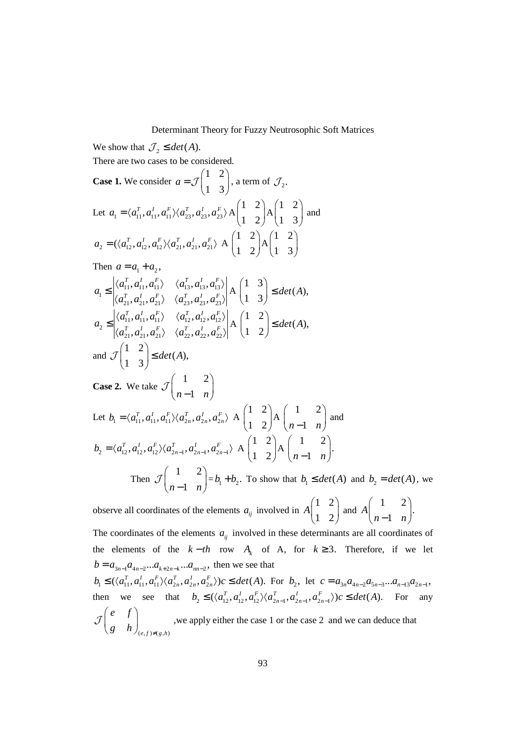We show that $\mathcal{J}_2 \leq det(A)$.

There are two cases to be considered.

**Case 1.** We consider $a = \mathcal{J}\begin{pmatrix} 1 & 2 \\ 1 & 3 \end{pmatrix}$, a term of $\mathcal{J}_2$.

Let $a_1 = \langle a_{11}^T, a_{11}^I, a_{11}^F \rangle \langle a_{23}^T, a_{23}^I, a_{23}^F \rangle \text{ A} \begin{pmatrix} 1 & 2 \\ 1 & 2 \end{pmatrix} \text{A} \begin{pmatrix} 1 & 2 \\ 1 & 3 \end{pmatrix}$ and

$a_2 = (\langle a_{12}^T, a_{12}^I, a_{12}^F \rangle \langle a_{21}^T, a_{21}^I, a_{21}^F \rangle \text{ A} \begin{pmatrix} 1 & 2 \\ 1 & 2 \end{pmatrix} \text{A} \begin{pmatrix} 1 & 2 \\ 1 & 3 \end{pmatrix}$

Then $a = a_1 + a_2$,

$$a_1 \leq \begin{vmatrix} \langle a_{11}^T, a_{11}^I, a_{11}^F \rangle & \langle a_{13}^T, a_{13}^I, a_{13}^F \rangle \\ \langle a_{21}^T, a_{21}^I, a_{21}^F \rangle & \langle a_{23}^T, a_{23}^I, a_{23}^F \rangle \end{vmatrix} \text{ A} \begin{pmatrix} 1 & 3 \\ 1 & 3 \end{pmatrix} \leq det(A),$$

$$a_2 \leq \begin{vmatrix} \langle a_{11}^T, a_{11}^I, a_{11}^F \rangle & \langle a_{12}^T, a_{12}^I, a_{12}^F \rangle \\ \langle a_{21}^T, a_{21}^I, a_{21}^F \rangle & \langle a_{22}^T, a_{22}^I, a_{22}^F \rangle \end{vmatrix} \text{ A} \begin{pmatrix} 1 & 2 \\ 1 & 2 \end{pmatrix} \leq det(A),$$

and $\mathcal{J}\begin{pmatrix} 1 & 2 \\ 1 & 3 \end{pmatrix} \leq det(A)$,

**Case 2.** We take $\mathcal{J}\begin{pmatrix} 1 & 2 \\ n-1 & n \end{pmatrix}$

Let $b_1 = \langle a_{11}^T, a_{11}^I, a_{11}^F \rangle \langle a_{2n}^T, a_{2n}^I, a_{2n}^F \rangle \text{ A} \begin{pmatrix} 1 & 2 \\ 1 & 2 \end{pmatrix} \text{A} \begin{pmatrix} 1 & 2 \\ n-1 & n \end{pmatrix}$ and

$b_2 = \langle a_{12}^T, a_{12}^I, a_{12}^F \rangle \langle a_{2n-1}^T, a_{2n-1}^I, a_{2n-1}^F \rangle \text{ A} \begin{pmatrix} 1 & 2 \\ 1 & 2 \end{pmatrix} \text{A} \begin{pmatrix} 1 & 2 \\ n-1 & n \end{pmatrix}$.

Then $\mathcal{J}\begin{pmatrix} 1 & 2 \\ n-1 & n \end{pmatrix} = b_1 + b_2$. To show that $b_1 \leq det(A)$ and $b_2 = det(A)$, we observe all coordinates of the elements $a_{ij}$ involved in $A\begin{pmatrix} 1 & 2 \\ 1 & 2 \end{pmatrix}$ and $A\begin{pmatrix} 1 & 2 \\ n-1 & n \end{pmatrix}$.

The coordinates of the elements $a_{ij}$ involved in these determinants are all coordinates of the elements of the $k-th$ row $A_k$ of A, for $k \geq 3$. Therefore, if we let $b = a_{3n-1}a_{4n-2}...a_{k+2n-k}...a_{nn-2}$, then we see that

$b_1 \leq (\langle a_{11}^T, a_{11}^I, a_{11}^F \rangle \langle a_{2n}^T, a_{2n}^I, a_{2n}^F \rangle)c \leq det(A)$. For $b_2$, let $c = a_{3n}a_{4n-2}a_{5n-3}...a_{n-13}a_{2n-1}$, then we see that $b_2 \leq (\langle a_{12}^T, a_{12}^I, a_{12}^F \rangle \langle a_{2n-1}^T, a_{2n-1}^I, a_{2n-1}^F \rangle)c \leq det(A)$. For any $\mathcal{J}\begin{pmatrix} e & f \\ g & h \end{pmatrix}_{(e,f)\neq(g,h)}$, we apply either the case 1 or the case 2 and we can deduce that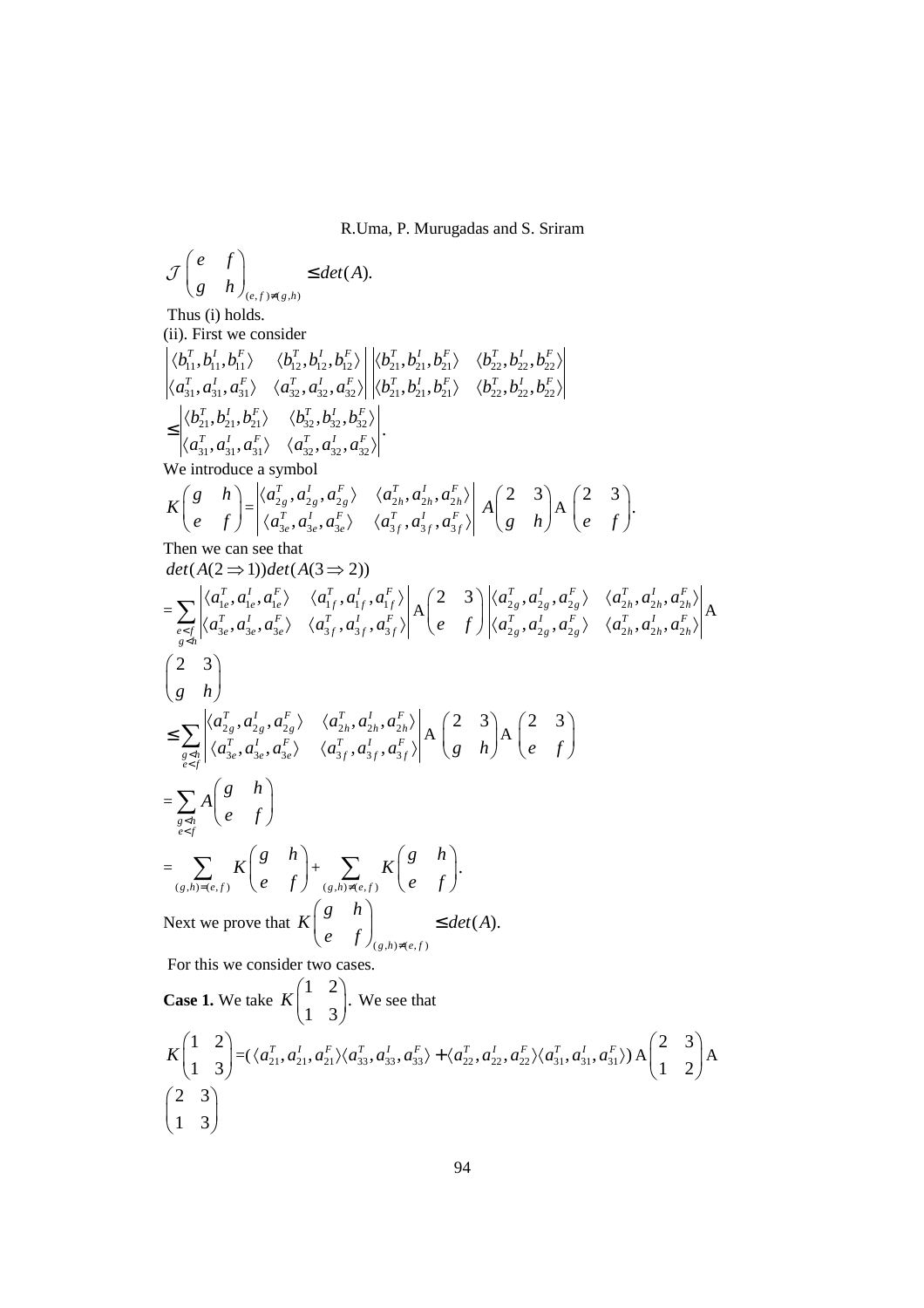$$\mathcal{J}\begin{pmatrix} e & f \\ g & h \end{pmatrix}_{(e,f)\neq(g,h)} \leq det(A).$$

Thus (i) holds.

(ii). First we consider

$$\begin{vmatrix} \langle b_{11}^T, b_{11}^I, b_{11}^F\rangle & \langle b_{12}^T, b_{12}^I, b_{12}^F\rangle \\ \langle a_{31}^T, a_{31}^I, a_{31}^F\rangle & \langle a_{32}^T, a_{32}^I, a_{32}^F\rangle \end{vmatrix} \begin{vmatrix} \langle b_{21}^T, b_{21}^I, b_{21}^F\rangle & \langle b_{22}^T, b_{22}^I, b_{22}^F\rangle \\ \langle b_{21}^T, b_{21}^I, b_{21}^F\rangle & \langle b_{22}^T, b_{22}^I, b_{22}^F\rangle \end{vmatrix}$$

$$\leq \begin{vmatrix} \langle b_{21}^T, b_{21}^I, b_{21}^F\rangle & \langle b_{32}^T, b_{32}^I, b_{32}^F\rangle \\ \langle a_{31}^T, a_{31}^I, a_{31}^F\rangle & \langle a_{32}^T, a_{32}^I, a_{32}^F\rangle \end{vmatrix}.$$

We introduce a symbol

$$K\begin{pmatrix} g & h \\ e & f \end{pmatrix} = \begin{vmatrix} \langle a_{2g}^T, a_{2g}^I, a_{2g}^F\rangle & \langle a_{2h}^T, a_{2h}^I, a_{2h}^F\rangle \\ \langle a_{3e}^T, a_{3e}^I, a_{3e}^F\rangle & \langle a_{3f}^T, a_{3f}^I, a_{3f}^F\rangle \end{vmatrix} A\begin{pmatrix} 2 & 3 \\ g & h \end{pmatrix} \mathrm{A}\begin{pmatrix} 2 & 3 \\ e & f \end{pmatrix}.$$

Then we can see that

$$det(A(2 \Rightarrow 1))det(A(3 \Rightarrow 2))$$

$$= \sum_{\substack{e<f \\ g<h}} \begin{vmatrix} \langle a_{1e}^T, a_{1e}^I, a_{1e}^F\rangle & \langle a_{1f}^T, a_{1f}^I, a_{1f}^F\rangle \\ \langle a_{3e}^T, a_{3e}^I, a_{3e}^F\rangle & \langle a_{3f}^T, a_{3f}^I, a_{3f}^F\rangle \end{vmatrix} \mathrm{A}\begin{pmatrix} 2 & 3 \\ e & f \end{pmatrix} \begin{vmatrix} \langle a_{2g}^T, a_{2g}^I, a_{2g}^F\rangle & \langle a_{2h}^T, a_{2h}^I, a_{2h}^F\rangle \\ \langle a_{2g}^T, a_{2g}^I, a_{2g}^F\rangle & \langle a_{2h}^T, a_{2h}^I, a_{2h}^F\rangle \end{vmatrix} \mathrm{A}\begin{pmatrix} 2 & 3 \\ g & h \end{pmatrix}$$

$$\leq \sum_{\substack{g<h \\ e<f}} \begin{vmatrix} \langle a_{2g}^T, a_{2g}^I, a_{2g}^F\rangle & \langle a_{2h}^T, a_{2h}^I, a_{2h}^F\rangle \\ \langle a_{3e}^T, a_{3e}^I, a_{3e}^F\rangle & \langle a_{3f}^T, a_{3f}^I, a_{3f}^F\rangle \end{vmatrix} \mathrm{A}\begin{pmatrix} 2 & 3 \\ g & h \end{pmatrix} \mathrm{A}\begin{pmatrix} 2 & 3 \\ e & f \end{pmatrix}$$

$$= \sum_{\substack{g<h \\ e<f}} A\begin{pmatrix} g & h \\ e & f \end{pmatrix}$$

$$= \sum_{(g,h)=(e,f)} K\begin{pmatrix} g & h \\ e & f \end{pmatrix} + \sum_{(g,h)\neq(e,f)} K\begin{pmatrix} g & h \\ e & f \end{pmatrix}.$$

Next we prove that $K\begin{pmatrix} g & h \\ e & f \end{pmatrix}_{(g,h)\neq(e,f)} \leq det(A).$

For this we consider two cases.

**Case 1.** We take $K\begin{pmatrix} 1 & 2 \\ 1 & 3 \end{pmatrix}$. We see that

$$K\begin{pmatrix} 1 & 2 \\ 1 & 3 \end{pmatrix} = (\langle a_{21}^T, a_{21}^I, a_{21}^F\rangle\langle a_{33}^T, a_{33}^I, a_{33}^F\rangle + \langle a_{22}^T, a_{22}^I, a_{22}^F\rangle\langle a_{31}^T, a_{31}^I, a_{31}^F\rangle)\, \mathrm{A}\begin{pmatrix} 2 & 3 \\ 1 & 2 \end{pmatrix} \mathrm{A}\begin{pmatrix} 2 & 3 \\ 1 & 3 \end{pmatrix}$$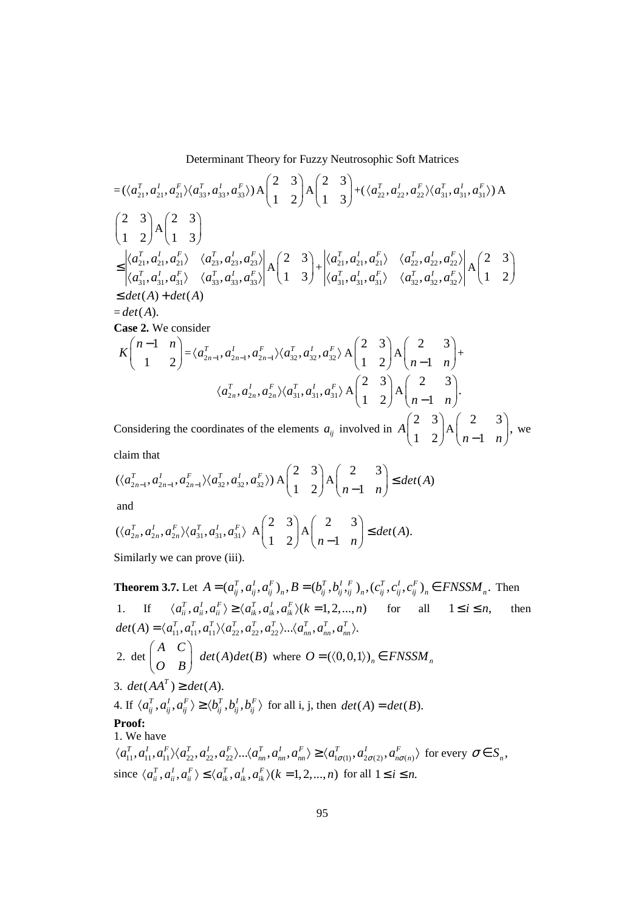$$= (\langle a_{21}^T, a_{21}^I, a_{21}^F\rangle\langle a_{33}^T, a_{33}^I, a_{33}^F\rangle)\ \mathrm{A}\begin{pmatrix} 2 & 3 \\ 1 & 2 \end{pmatrix}\mathrm{A}\begin{pmatrix} 2 & 3 \\ 1 & 3 \end{pmatrix} + (\langle a_{22}^T, a_{22}^I, a_{22}^F\rangle\langle a_{31}^T, a_{31}^I, a_{31}^F\rangle)\ \mathrm{A}$$

$$\begin{pmatrix} 2 & 3 \\ 1 & 2 \end{pmatrix}\mathrm{A}\begin{pmatrix} 2 & 3 \\ 1 & 3 \end{pmatrix}$$

$$\leq \begin{vmatrix} \langle a_{21}^T, a_{21}^I, a_{21}^F\rangle & \langle a_{23}^T, a_{23}^I, a_{23}^F\rangle \\ \langle a_{31}^T, a_{31}^I, a_{31}^F\rangle & \langle a_{33}^T, a_{33}^I, a_{33}^F\rangle \end{vmatrix}\mathrm{A}\begin{pmatrix} 2 & 3 \\ 1 & 3 \end{pmatrix} + \begin{vmatrix} \langle a_{21}^T, a_{21}^I, a_{21}^F\rangle & \langle a_{22}^T, a_{22}^I, a_{22}^F\rangle \\ \langle a_{31}^T, a_{31}^I, a_{31}^F\rangle & \langle a_{32}^T, a_{32}^I, a_{32}^F\rangle \end{vmatrix}\mathrm{A}\begin{pmatrix} 2 & 3 \\ 1 & 2 \end{pmatrix}$$

$$\leq det(A) + det(A)$$

$$= det(A).$$

**Case 2.** We consider

$$K\begin{pmatrix} n-1 & n \\ 1 & 2 \end{pmatrix} = \langle a_{2n-1}^T, a_{2n-1}^I, a_{2n-1}^F\rangle\langle a_{32}^T, a_{32}^I, a_{32}^F\rangle\ \mathrm{A}\begin{pmatrix} 2 & 3 \\ 1 & 2 \end{pmatrix}\mathrm{A}\begin{pmatrix} 2 & 3 \\ n-1 & n \end{pmatrix} +$$

$$\langle a_{2n}^T, a_{2n}^I, a_{2n}^F\rangle\langle a_{31}^T, a_{31}^I, a_{31}^F\rangle\ \mathrm{A}\begin{pmatrix} 2 & 3 \\ 1 & 2 \end{pmatrix}\mathrm{A}\begin{pmatrix} 2 & 3 \\ n-1 & n \end{pmatrix}.$$

Considering the coordinates of the elements $a_{ij}$ involved in $A\begin{pmatrix} 2 & 3 \\ 1 & 2 \end{pmatrix}\mathrm{A}\begin{pmatrix} 2 & 3 \\ n-1 & n \end{pmatrix}$, we claim that

$$(\langle a_{2n-1}^T, a_{2n-1}^I, a_{2n-1}^F\rangle\langle a_{32}^T, a_{32}^I, a_{32}^F\rangle)\ \mathrm{A}\begin{pmatrix} 2 & 3 \\ 1 & 2 \end{pmatrix}\mathrm{A}\begin{pmatrix} 2 & 3 \\ n-1 & n \end{pmatrix} \leq det(A)$$

and

$$(\langle a_{2n}^T, a_{2n}^I, a_{2n}^F\rangle\langle a_{31}^T, a_{31}^I, a_{31}^F\rangle\ \mathrm{A}\begin{pmatrix} 2 & 3 \\ 1 & 2 \end{pmatrix}\mathrm{A}\begin{pmatrix} 2 & 3 \\ n-1 & n \end{pmatrix} \leq det(A).$$

Similarly we can prove (iii).

**Theorem 3.7.** Let $A = (a_{ij}^T, a_{ij}^I, a_{ij}^F)_n, B = (b_{ij}^T, b_{ij}^I, {}_{ij}^F)_n, (c_{ij}^T, c_{ij}^I, c_{ij}^F)_n \in FNSSM_n$. Then

1. If $\langle a_{ii}^T, a_{ii}^I, a_{ii}^F\rangle \geq \langle a_{ik}^T, a_{ik}^I, a_{ik}^F\rangle (k = 1, 2, ..., n)$ for all $1 \leq i \leq n$, then $det(A) = \langle a_{11}^T, a_{11}^T, a_{11}^T\rangle\langle a_{22}^T, a_{22}^T, a_{22}^T\rangle...\langle a_{nn}^T, a_{nn}^T, a_{nn}^T\rangle$.
2. det $\begin{pmatrix} A & C \\ O & B \end{pmatrix}$ $det(A)det(B)$ where $O = (\langle 0,0,1\rangle)_n \in FNSSM_n$
3. $det(AA^T) \geq det(A)$.
4. If $\langle a_{ij}^T, a_{ij}^I, a_{ij}^F\rangle \geq \langle b_{ij}^T, b_{ij}^I, b_{ij}^F\rangle$ for all i, j, then $det(A) = det(B)$.

**Proof:**

1. We have

$\langle a_{11}^T, a_{11}^I, a_{11}^F\rangle\langle a_{22}^T, a_{22}^I, a_{22}^F\rangle...\langle a_{nn}^T, a_{nn}^I, a_{nn}^F\rangle \geq \langle a_{1\sigma(1)}^T, a_{2\sigma(2)}^I, a_{n\sigma(n)}^F\rangle$ for every $\sigma \in S_n$,

since $\langle a_{ii}^T, a_{ii}^I, a_{ii}^F\rangle \leq \langle a_{ik}^T, a_{ik}^I, a_{ik}^F\rangle (k = 1, 2, ..., n)$ for all $1 \leq i \leq n$.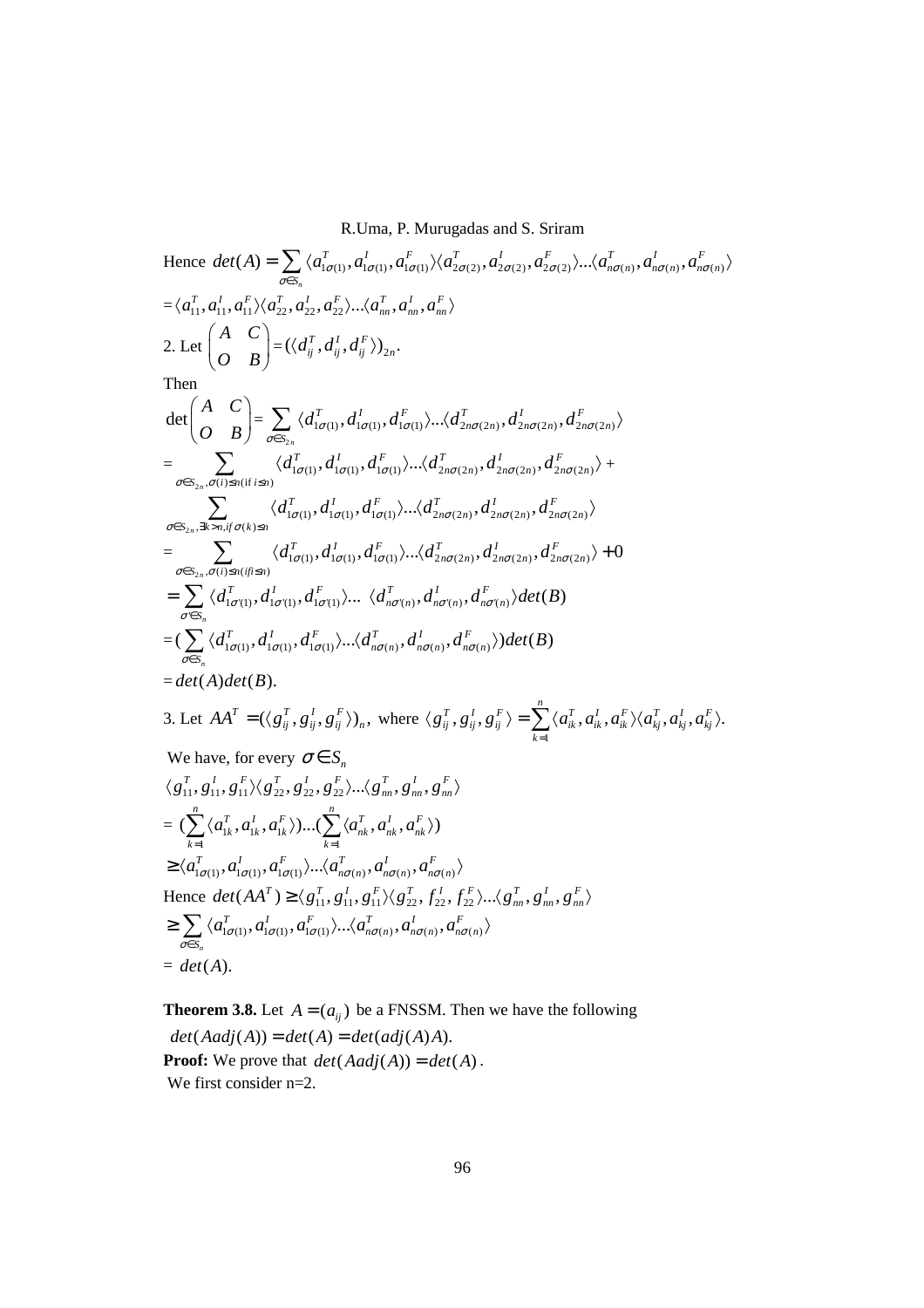Hence $det(A) = \sum_{\sigma \in S_n} \langle a^T_{1\sigma(1)}, a^I_{1\sigma(1)}, a^F_{1\sigma(1)} \rangle \langle a^T_{2\sigma(2)}, a^I_{2\sigma(2)}, a^F_{2\sigma(2)} \rangle ... \langle a^T_{n\sigma(n)}, a^I_{n\sigma(n)}, a^F_{n\sigma(n)} \rangle$

$= \langle a^T_{11}, a^I_{11}, a^F_{11} \rangle \langle a^T_{22}, a^I_{22}, a^F_{22} \rangle ... \langle a^T_{nn}, a^I_{nn}, a^F_{nn} \rangle$

2. Let $\begin{pmatrix} A & C \\ O & B \end{pmatrix} = (\langle d^T_{ij}, d^I_{ij}, d^F_{ij} \rangle)_{2n}$.

Then

$$\det \begin{pmatrix} A & C \\ O & B \end{pmatrix} = \sum_{\sigma \in S_{2n}} \langle d^T_{1\sigma(1)}, d^I_{1\sigma(1)}, d^F_{1\sigma(1)} \rangle ... \langle d^T_{2n\sigma(2n)}, d^I_{2n\sigma(2n)}, d^F_{2n\sigma(2n)} \rangle$$

$$= \sum_{\sigma \in S_{2n}, \sigma(i) \leq n (\text{if } i \leq n)} \langle d^T_{1\sigma(1)}, d^I_{1\sigma(1)}, d^F_{1\sigma(1)} \rangle ... \langle d^T_{2n\sigma(2n)}, d^I_{2n\sigma(2n)}, d^F_{2n\sigma(2n)} \rangle +$$

$$\sum_{\sigma \in S_{2n}, \exists k > n, if\, \sigma(k) \leq n} \langle d^T_{1\sigma(1)}, d^I_{1\sigma(1)}, d^F_{1\sigma(1)} \rangle ... \langle d^T_{2n\sigma(2n)}, d^I_{2n\sigma(2n)}, d^F_{2n\sigma(2n)} \rangle$$

$$= \sum_{\sigma \in S_{2n}, \sigma(i) \leq n (if i \leq n)} \langle d^T_{1\sigma(1)}, d^I_{1\sigma(1)}, d^F_{1\sigma(1)} \rangle ... \langle d^T_{2n\sigma(2n)}, d^I_{2n\sigma(2n)}, d^F_{2n\sigma(2n)} \rangle + 0$$

$$= \sum_{\sigma' \in S_n} \langle d^T_{1\sigma'(1)}, d^I_{1\sigma'(1)}, d^F_{1\sigma'(1)} \rangle ... \ \langle d^T_{n\sigma'(n)}, d^I_{n\sigma'(n)}, d^F_{n\sigma'(n)} \rangle det(B)$$

$$= (\sum_{\sigma \in S_n} \langle d^T_{1\sigma(1)}, d^I_{1\sigma(1)}, d^F_{1\sigma(1)} \rangle ... \langle d^T_{n\sigma(n)}, d^I_{n\sigma(n)}, d^F_{n\sigma(n)} \rangle) det(B)$$

$= det(A) det(B)$.

3. Let $AA^T = (\langle g^T_{ij}, g^I_{ij}, g^F_{ij} \rangle)_n$, where $\langle g^T_{ij}, g^I_{ij}, g^F_{ij} \rangle = \sum_{k=1}^{n} \langle a^T_{ik}, a^I_{ik}, a^F_{ik} \rangle \langle a^T_{kj}, a^I_{kj}, a^F_{kj} \rangle$.

We have, for every $\sigma \in S_n$

$\langle g^T_{11}, g^I_{11}, g^F_{11} \rangle \langle g^T_{22}, g^I_{22}, g^F_{22} \rangle ... \langle g^T_{nn}, g^I_{nn}, g^F_{nn} \rangle$

$= (\sum_{k=1}^{n} \langle a^T_{1k}, a^I_{1k}, a^F_{1k} \rangle) ... (\sum_{k=1}^{n} \langle a^T_{nk}, a^I_{nk}, a^F_{nk} \rangle)$

$\geq \langle a^T_{1\sigma(1)}, a^I_{1\sigma(1)}, a^F_{1\sigma(1)} \rangle ... \langle a^T_{n\sigma(n)}, a^I_{n\sigma(n)}, a^F_{n\sigma(n)} \rangle$

Hence $det(AA^T) \geq \langle g^T_{11}, g^I_{11}, g^F_{11} \rangle \langle g^T_{22}, f^I_{22}, f^F_{22} \rangle ... \langle g^T_{nn}, g^I_{nn}, g^F_{nn} \rangle$

$\geq \sum_{\sigma \in S_n} \langle a^T_{1\sigma(1)}, a^I_{1\sigma(1)}, a^F_{1\sigma(1)} \rangle ... \langle a^T_{n\sigma(n)}, a^I_{n\sigma(n)}, a^F_{n\sigma(n)} \rangle$

$= det(A)$.

**Theorem 3.8.** Let $A = (a_{ij})$ be a FNSSM. Then we have the following

$det(Aadj(A)) = det(A) = det(adj(A)A)$.

**Proof:** We prove that $det(Aadj(A)) = det(A)$.

We first consider n=2.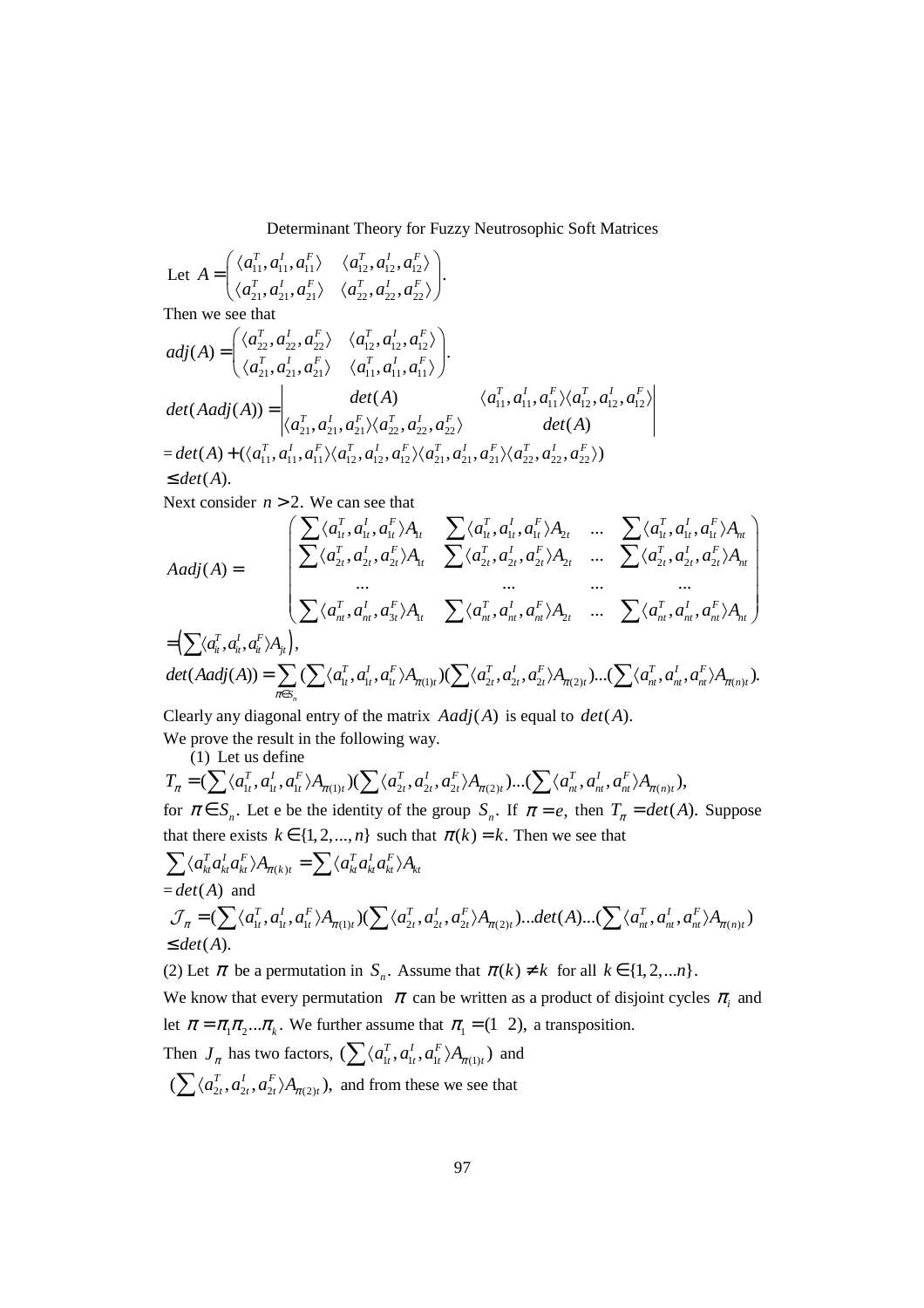Let $A = \begin{pmatrix} \langle a_{11}^T, a_{11}^I, a_{11}^F \rangle & \langle a_{12}^T, a_{12}^I, a_{12}^F \rangle \\ \langle a_{21}^T, a_{21}^I, a_{21}^F \rangle & \langle a_{22}^T, a_{22}^I, a_{22}^F \rangle \end{pmatrix}$.

Then we see that

$$adj(A) = \begin{pmatrix} \langle a_{22}^T, a_{22}^I, a_{22}^F \rangle & \langle a_{12}^T, a_{12}^I, a_{12}^F \rangle \\ \langle a_{21}^T, a_{21}^I, a_{21}^F \rangle & \langle a_{11}^T, a_{11}^I, a_{11}^F \rangle \end{pmatrix}.$$

$$det(Aadj(A)) = \begin{vmatrix} det(A) & \langle a_{11}^T, a_{11}^I, a_{11}^F \rangle \langle a_{12}^T, a_{12}^I, a_{12}^F \rangle \\ \langle a_{21}^T, a_{21}^I, a_{21}^F \rangle \langle a_{22}^T, a_{22}^I, a_{22}^F \rangle & det(A) \end{vmatrix}$$

$= det(A) + (\langle a_{11}^T, a_{11}^I, a_{11}^F \rangle \langle a_{12}^T, a_{12}^I, a_{12}^F \rangle \langle a_{21}^T, a_{21}^I, a_{21}^F \rangle \langle a_{22}^T, a_{22}^I, a_{22}^F \rangle)$

$\leq det(A)$.

Next consider $n > 2$. We can see that

$$Aadj(A) = \begin{pmatrix} \sum \langle a_{1t}^T, a_{1t}^I, a_{1t}^F \rangle A_{1t} & \sum \langle a_{1t}^T, a_{1t}^I, a_{1t}^F \rangle A_{2t} & \dots & \sum \langle a_{1t}^T, a_{1t}^I, a_{1t}^F \rangle A_{nt} \\ \sum \langle a_{2t}^T, a_{2t}^I, a_{2t}^F \rangle A_{1t} & \sum \langle a_{2t}^T, a_{2t}^I, a_{2t}^F \rangle A_{2t} & \dots & \sum \langle a_{2t}^T, a_{2t}^I, a_{2t}^F \rangle A_{nt} \\ \dots & \dots & \dots & \dots \\ \sum \langle a_{nt}^T, a_{nt}^I, a_{3t}^F \rangle A_{1t} & \sum \langle a_{nt}^T, a_{nt}^I, a_{nt}^F \rangle A_{2t} & \dots & \sum \langle a_{nt}^T, a_{nt}^I, a_{nt}^F \rangle A_{nt} \end{pmatrix}$$

$= \left( \sum \langle a_{it}^T, a_{it}^I, a_{it}^F \rangle A_{jt} \right)$,

$$det(Aadj(A)) = \sum_{\pi \in S_n} (\sum \langle a_{1t}^T, a_{1t}^I, a_{1t}^F \rangle A_{\pi(1)t})(\sum \langle a_{2t}^T, a_{2t}^I, a_{2t}^F \rangle A_{\pi(2)t}) \dots (\sum \langle a_{nt}^T, a_{nt}^I, a_{nt}^F \rangle A_{\pi(n)t}).$$

Clearly any diagonal entry of the matrix $Aadj(A)$ is equal to $det(A)$.

We prove the result in the following way.

(1) Let us define

$T_\pi = (\sum \langle a_{1t}^T, a_{1t}^I, a_{1t}^F \rangle A_{\pi(1)t})(\sum \langle a_{2t}^T, a_{2t}^I, a_{2t}^F \rangle A_{\pi(2)t}) \dots (\sum \langle a_{nt}^T, a_{nt}^I, a_{nt}^F \rangle A_{\pi(n)t})$,

for $\pi \in S_n$. Let e be the identity of the group $S_n$. If $\pi = e$, then $T_\pi = det(A)$. Suppose that there exists $k \in \{1, 2, ..., n\}$ such that $\pi(k) = k$. Then we see that

$\sum \langle a_{kt}^T a_{kt}^I a_{kt}^F \rangle A_{\pi(k)t} = \sum \langle a_{kt}^T a_{kt}^I a_{kt}^F \rangle A_{kt}$

$= det(A)$ and

$\mathcal{J}_\pi = (\sum \langle a_{1t}^T, a_{1t}^I, a_{1t}^F \rangle A_{\pi(1)t})(\sum \langle a_{2t}^T, a_{2t}^I, a_{2t}^F \rangle A_{\pi(2)t}) \dots det(A) \dots (\sum \langle a_{nt}^T, a_{nt}^I, a_{nt}^F \rangle A_{\pi(n)t})$

$\leq det(A)$.

(2) Let $\pi$ be a permutation in $S_n$. Assume that $\pi(k) \neq k$ for all $k \in \{1, 2, ...n\}$.

We know that every permutation $\pi$ can be written as a product of disjoint cycles $\pi_i$ and let $\pi = \pi_1 \pi_2 \dots \pi_k$. We further assume that $\pi_1 = (1\ \ 2)$, a transposition.

Then $J_\pi$ has two factors, $(\sum \langle a_{1t}^T, a_{1t}^I, a_{1t}^F \rangle A_{\pi(1)t})$ and

$(\sum \langle a_{2t}^T, a_{2t}^I, a_{2t}^F \rangle A_{\pi(2)t})$, and from these we see that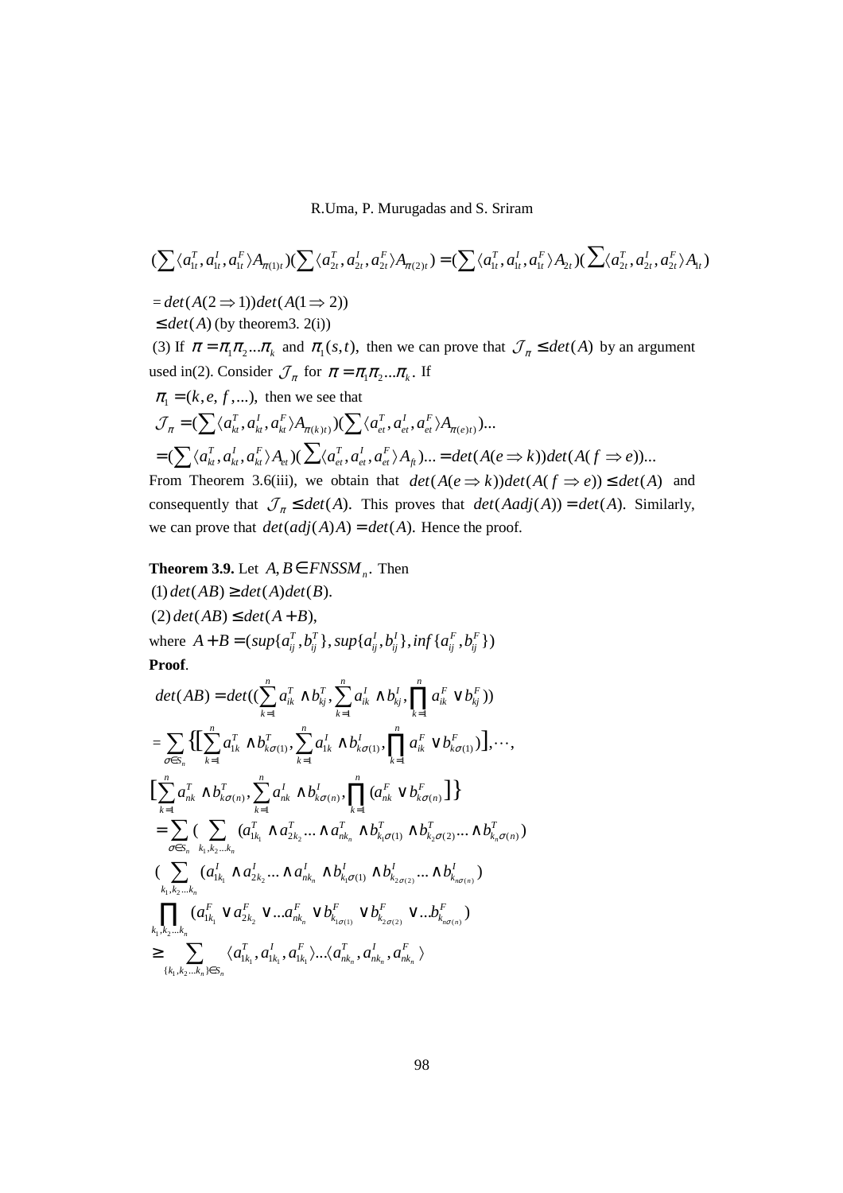$$(\sum \langle a_{1t}^T, a_{1t}^I, a_{1t}^F \rangle A_{\pi(1)t})(\sum \langle a_{2t}^T, a_{2t}^I, a_{2t}^F \rangle A_{\pi(2)t}) = (\sum \langle a_{1t}^T, a_{1t}^I, a_{1t}^F \rangle A_{2t})(\sum \langle a_{2t}^T, a_{2t}^I, a_{2t}^F \rangle A_{1t})$$

$= det(A(2 \Rightarrow 1))det(A(1 \Rightarrow 2))$

$\leq det(A)$ (by theorem3. 2(i))

(3) If $\pi = \pi_1\pi_2...\pi_k$ and $\pi_1(s,t)$, then we can prove that $\mathcal{J}_\pi \leq det(A)$ by an argument used in(2). Consider $\mathcal{J}_\pi$ for $\pi = \pi_1\pi_2...\pi_k$. If

$\pi_1 = (k, e, f, ...)$, then we see that

$$\mathcal{J}_\pi = (\sum \langle a_{kt}^T, a_{kt}^I, a_{kt}^F \rangle A_{\pi(k)t})(\sum \langle a_{et}^T, a_{et}^I, a_{et}^F \rangle A_{\pi(e)t})...$$

$$= (\sum \langle a_{kt}^T, a_{kt}^I, a_{kt}^F \rangle A_{et})(\sum \langle a_{et}^T, a_{et}^I, a_{et}^F \rangle A_{ft})... = det(A(e \Rightarrow k))det(A(f \Rightarrow e))...$$

From Theorem 3.6(iii), we obtain that $det(A(e \Rightarrow k))det(A(f \Rightarrow e)) \leq det(A)$ and consequently that $\mathcal{J}_\pi \leq det(A)$. This proves that $det(Aadj(A)) = det(A)$. Similarly, we can prove that $det(adj(A)A) = det(A)$. Hence the proof.

**Theorem 3.9.** Let $A, B \in FNSSM_n$. Then

(1) $det(AB) \geq det(A)det(B)$.

(2) $det(AB) \leq det(A + B)$,

where $A + B = (sup\{a_{ij}^T, b_{ij}^T\}, sup\{a_{ij}^I, b_{ij}^I\}, inf\{a_{ij}^F, b_{ij}^F\})$

**Proof**.

$$det(AB) = det((\sum_{k=1}^{n} a_{ik}^T \wedge b_{kj}^T, \sum_{k=1}^{n} a_{ik}^I \wedge b_{kj}^I, \prod_{k=1}^{n} a_{ik}^F \vee b_{kj}^F))$$

$$= \sum_{\sigma \in S_n} \Big\{ \Big[ \sum_{k=1}^{n} a_{1k}^T \wedge b_{k\sigma(1)}^T, \sum_{k=1}^{n} a_{1k}^I \wedge b_{k\sigma(1)}^I, \prod_{k=1}^{n} a_{ik}^F \vee b_{k\sigma(1)}^F) \Big], \cdots,$$

$$\Big[ \sum_{k=1}^{n} a_{nk}^T \wedge b_{k\sigma(n)}^T, \sum_{k=1}^{n} a_{nk}^I \wedge b_{k\sigma(n)}^I, \prod_{k=1}^{n} (a_{nk}^F \vee b_{k\sigma(n)}^F \Big] \Big\}$$

$$= \sum_{\sigma \in S_n} ( \sum_{k_1, k_2 ... k_n} (a_{1k_1}^T \wedge a_{2k_2}^T ... \wedge a_{nk_n}^T \wedge b_{k_1\sigma(1)}^T \wedge b_{k_2\sigma(2)}^T ... \wedge b_{k_n\sigma(n)}^T)$$

$$( \sum_{k_1, k_2 ... k_n} (a_{1k_1}^I \wedge a_{2k_2}^I ... \wedge a_{nk_n}^I \wedge b_{k_1\sigma(1)}^I \wedge b_{k_{2\sigma(2)}}^I ... \wedge b_{k_{n\sigma(n)}}^I)$$

$$\prod_{k_1, k_2 ... k_n} (a_{1k_1}^F \vee a_{2k_2}^F \vee ... a_{nk_n}^F \vee b_{k_{1\sigma(1)}}^F \vee b_{k_{2\sigma(2)}}^F \vee ... b_{k_{n\sigma(n)}}^F)$$

$$\geq \sum_{\{k_1, k_2 ... k_n\} \in S_n} \langle a_{1k_1}^T, a_{1k_1}^I, a_{1k_1}^F \rangle ... \langle a_{nk_n}^T, a_{nk_n}^I, a_{nk_n}^F \rangle$$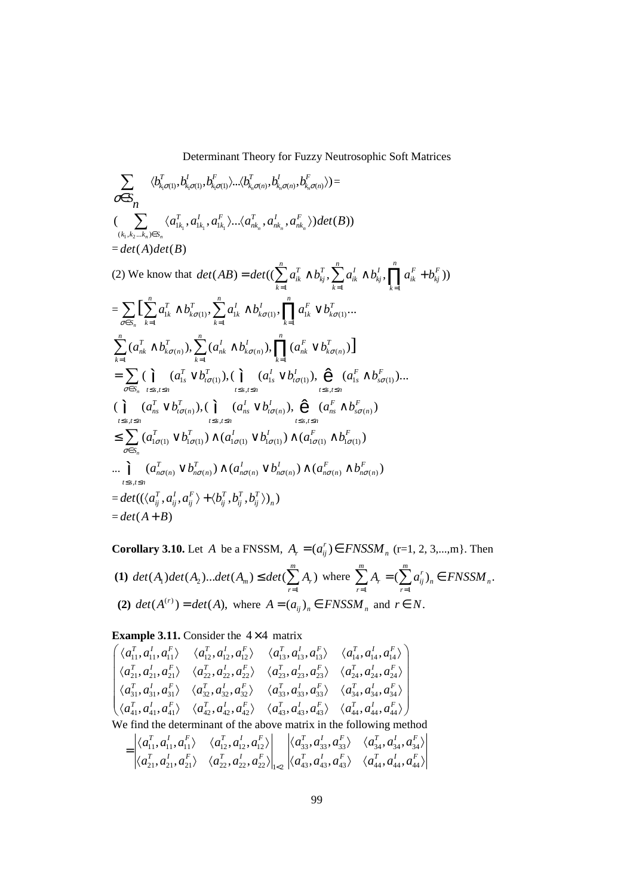$$\sum_{\sigma \in S_n} \langle b^T_{k_1\sigma(1)}, b^I_{k_1\sigma(1)}, b^F_{k_1\sigma(1)} \rangle ... \langle b^T_{k_n\sigma(n)}, b^I_{k_n\sigma(n)}, b^F_{k_n\sigma(n)} \rangle) =$$

$$(\sum_{(k_1,k_2...k_n)\in S_n} \langle a^T_{1k_1}, a^I_{1k_1}, a^F_{1k_1} \rangle ... \langle a^T_{nk_n}, a^I_{nk_n}, a^F_{nk_n} \rangle) det(B))$$

$$= det(A)det(B)$$

(2) We know that $det(AB) = det((\sum_{k=1}^{n} a^T_{ik} \wedge b^T_{kj}, \sum_{k=1}^{n} a^I_{ik} \wedge b^I_{kj}, \prod_{k=1}^{n} a^F_{ik} + b^F_{kj}))$

$$= \sum_{\sigma \in S_n} \Big[ \sum_{k=1}^{n} a^T_{1k} \wedge b^T_{k\sigma(1)}, \sum_{k=1}^{n} a^I_{1k} \wedge b^I_{k\sigma(1)}, \prod_{k=1}^{n} a^F_{1k} \vee b^T_{k\sigma(1)} ...$$

$$\sum_{k=1}^{n} (a^T_{nk} \wedge b^T_{k\sigma(n)}), \sum_{k=1}^{n} (a^I_{nk} \wedge b^I_{k\sigma(n)}), \prod_{k=1}^{n} (a^F_{nk} \vee b^T_{k\sigma(n)}) \Big]$$

$$= \sum_{\sigma \in S_n} ( \bigvee_{t \le s, t \le n} (a^T_{1s} \vee b^T_{t\sigma(1)}), ( \bigvee_{t \le s, t \le n} (a^I_{1s} \vee b^I_{t\sigma(1)}), \bigwedge_{t \le s, t \le n} (a^F_{1s} \wedge b^F_{s\sigma(1)}) ...$$

$$( \bigvee_{t \le s, t \le n} (a^T_{ns} \vee b^T_{t\sigma(n)}), ( \bigvee_{t \le s, t \le n} (a^I_{ns} \vee b^I_{t\sigma(n)}), \bigwedge_{t \le s, t \le n} (a^F_{ns} \wedge b^F_{s\sigma(n)})$$

$$\le \sum_{\sigma \in S_n} (a^T_{1\sigma(1)} \vee b^T_{1\sigma(1)}) \wedge (a^I_{1\sigma(1)} \vee b^I_{1\sigma(1)}) \wedge (a^F_{1\sigma(1)} \wedge b^F_{1\sigma(1)})$$

$$... \bigvee_{t \le s, t \le n} (a^T_{n\sigma(n)} \vee b^T_{n\sigma(n)}) \wedge (a^I_{n\sigma(n)} \vee b^I_{n\sigma(n)}) \wedge (a^F_{n\sigma(n)} \wedge b^F_{n\sigma(n)})$$

$$= det((\langle a^T_{ij}, a^I_{ij}, a^F_{ij} \rangle + \langle b^T_{ij}, b^T_{ij}, b^T_{ij} \rangle)_n)$$

$$= det(A+B)$$

**Corollary 3.10.** Let $A$ be a FNSSM, $A_r = (a^r_{ij}) \in FNSSM_n$ (r=1, 2, 3,...,m}. Then

**(1)** $det(A_1)det(A_2)...det(A_m) \le det(\sum_{r=1}^{m} A_r)$ where $\sum_{r=1}^{m} A_r = (\sum_{r=1}^{m} a^r_{ij})_n \in FNSSM_n$.

**(2)** $det(A^{(r)}) = det(A)$, where $A = (a_{ij})_n \in FNSSM_n$ and $r \in N$.

**Example 3.11.** Consider the $4 \times 4$ matrix

$$\begin{pmatrix} \langle a^T_{11}, a^I_{11}, a^F_{11} \rangle & \langle a^T_{12}, a^I_{12}, a^F_{12} \rangle & \langle a^T_{13}, a^I_{13}, a^F_{13} \rangle & \langle a^T_{14}, a^I_{14}, a^F_{14} \rangle \\ \langle a^T_{21}, a^I_{21}, a^F_{21} \rangle & \langle a^T_{22}, a^I_{22}, a^F_{22} \rangle & \langle a^T_{23}, a^I_{23}, a^F_{23} \rangle & \langle a^T_{24}, a^I_{24}, a^F_{24} \rangle \\ \langle a^T_{31}, a^I_{31}, a^F_{31} \rangle & \langle a^T_{32}, a^I_{32}, a^F_{32} \rangle & \langle a^T_{33}, a^I_{33}, a^F_{33} \rangle & \langle a^T_{34}, a^I_{34}, a^F_{34} \rangle \\ \langle a^T_{41}, a^I_{41}, a^F_{41} \rangle & \langle a^T_{42}, a^I_{42}, a^F_{42} \rangle & \langle a^T_{43}, a^I_{43}, a^F_{43} \rangle & \langle a^T_{44}, a^I_{44}, a^F_{44} \rangle \end{pmatrix}$$

We find the determinant of the above matrix in the following method

$$= \begin{vmatrix} \langle a^T_{11}, a^I_{11}, a^F_{11} \rangle & \langle a^T_{12}, a^I_{12}, a^F_{12} \rangle \\ \langle a^T_{21}, a^I_{21}, a^F_{21} \rangle & \langle a^T_{22}, a^I_{22}, a^F_{22} \rangle \end{vmatrix}_{1<2} \begin{vmatrix} \langle a^T_{33}, a^I_{33}, a^F_{33} \rangle & \langle a^T_{34}, a^I_{34}, a^F_{34} \rangle \\ \langle a^T_{43}, a^I_{43}, a^F_{43} \rangle & \langle a^T_{44}, a^I_{44}, a^F_{44} \rangle \end{vmatrix}$$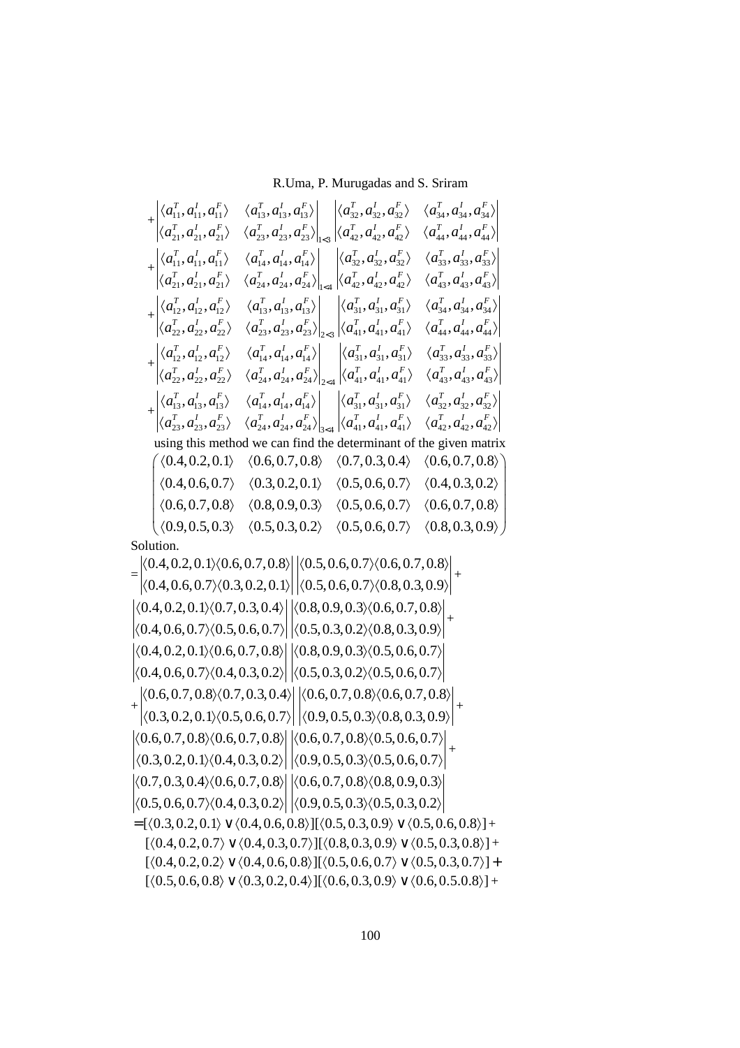$$+\begin{vmatrix}\langle a_{11}^T,a_{11}^I,a_{11}^F\rangle & \langle a_{13}^T,a_{13}^I,a_{13}^F\rangle \\ \langle a_{21}^T,a_{21}^I,a_{21}^F\rangle & \langle a_{23}^T,a_{23}^I,a_{23}^F\rangle\end{vmatrix}_{1<3}\begin{vmatrix}\langle a_{32}^T,a_{32}^I,a_{32}^F\rangle & \langle a_{34}^T,a_{34}^I,a_{34}^F\rangle \\ \langle a_{42}^T,a_{42}^I,a_{42}^F\rangle & \langle a_{44}^T,a_{44}^I,a_{44}^F\rangle\end{vmatrix}$$

$$+\begin{vmatrix}\langle a_{11}^T,a_{11}^I,a_{11}^F\rangle & \langle a_{14}^T,a_{14}^I,a_{14}^F\rangle \\ \langle a_{21}^T,a_{21}^I,a_{21}^F\rangle & \langle a_{24}^T,a_{24}^I,a_{24}^F\rangle\end{vmatrix}_{1<4}\begin{vmatrix}\langle a_{32}^T,a_{32}^I,a_{32}^F\rangle & \langle a_{33}^T,a_{33}^I,a_{33}^F\rangle \\ \langle a_{42}^T,a_{42}^I,a_{42}^F\rangle & \langle a_{43}^T,a_{43}^I,a_{43}^F\rangle\end{vmatrix}$$

$$+\begin{vmatrix}\langle a_{12}^T,a_{12}^I,a_{12}^F\rangle & \langle a_{13}^T,a_{13}^I,a_{13}^F\rangle \\ \langle a_{22}^T,a_{22}^I,a_{22}^F\rangle & \langle a_{23}^T,a_{23}^I,a_{23}^F\rangle\end{vmatrix}_{2<3}\begin{vmatrix}\langle a_{31}^T,a_{31}^I,a_{31}^F\rangle & \langle a_{34}^T,a_{34}^I,a_{34}^F\rangle \\ \langle a_{41}^T,a_{41}^I,a_{41}^F\rangle & \langle a_{44}^T,a_{44}^I,a_{44}^F\rangle\end{vmatrix}$$

$$+\begin{vmatrix}\langle a_{12}^T,a_{12}^I,a_{12}^F\rangle & \langle a_{14}^T,a_{14}^I,a_{14}^F\rangle \\ \langle a_{22}^T,a_{22}^I,a_{22}^F\rangle & \langle a_{24}^T,a_{24}^I,a_{24}^F\rangle\end{vmatrix}_{2<4}\begin{vmatrix}\langle a_{31}^T,a_{31}^I,a_{31}^F\rangle & \langle a_{33}^T,a_{33}^I,a_{33}^F\rangle \\ \langle a_{41}^T,a_{41}^I,a_{41}^F\rangle & \langle a_{43}^T,a_{43}^I,a_{43}^F\rangle\end{vmatrix}$$

$$+\begin{vmatrix}\langle a_{13}^T,a_{13}^I,a_{13}^F\rangle & \langle a_{14}^T,a_{14}^I,a_{14}^F\rangle \\ \langle a_{23}^T,a_{23}^I,a_{23}^F\rangle & \langle a_{24}^T,a_{24}^I,a_{24}^F\rangle\end{vmatrix}_{3<4}\begin{vmatrix}\langle a_{31}^T,a_{31}^I,a_{31}^F\rangle & \langle a_{32}^T,a_{32}^I,a_{32}^F\rangle \\ \langle a_{41}^T,a_{41}^I,a_{41}^F\rangle & \langle a_{42}^T,a_{42}^I,a_{42}^F\rangle\end{vmatrix}$$

using this method we can find the determinant of the given matrix

$$\begin{pmatrix}\langle 0.4,0.2,0.1\rangle & \langle 0.6,0.7,0.8\rangle & \langle 0.7,0.3,0.4\rangle & \langle 0.6,0.7,0.8\rangle \\ \langle 0.4,0.6,0.7\rangle & \langle 0.3,0.2,0.1\rangle & \langle 0.5,0.6,0.7\rangle & \langle 0.4,0.3,0.2\rangle \\ \langle 0.6,0.7,0.8\rangle & \langle 0.8,0.9,0.3\rangle & \langle 0.5,0.6,0.7\rangle & \langle 0.6,0.7,0.8\rangle \\ \langle 0.9,0.5,0.3\rangle & \langle 0.5,0.3,0.2\rangle & \langle 0.5,0.6,0.7\rangle & \langle 0.8,0.3,0.9\rangle\end{pmatrix}$$

Solution.

$$=\begin{vmatrix}\langle 0.4,0.2,0.1\rangle\langle 0.6,0.7,0.8\rangle \\ \langle 0.4,0.6,0.7\rangle\langle 0.3,0.2,0.1\rangle\end{vmatrix}\begin{vmatrix}\langle 0.5,0.6,0.7\rangle\langle 0.6,0.7,0.8\rangle \\ \langle 0.5,0.6,0.7\rangle\langle 0.8,0.3,0.9\rangle\end{vmatrix}+$$

$$\begin{vmatrix}\langle 0.4,0.2,0.1\rangle\langle 0.7,0.3,0.4\rangle \\ \langle 0.4,0.6,0.7\rangle\langle 0.5,0.6,0.7\rangle\end{vmatrix}\begin{vmatrix}\langle 0.8,0.9,0.3\rangle\langle 0.6,0.7,0.8\rangle \\ \langle 0.5,0.3,0.2\rangle\langle 0.8,0.3,0.9\rangle\end{vmatrix}+$$

$$\begin{vmatrix}\langle 0.4,0.2,0.1\rangle\langle 0.6,0.7,0.8\rangle \\ \langle 0.4,0.6,0.7\rangle\langle 0.4,0.3,0.2\rangle\end{vmatrix}\begin{vmatrix}\langle 0.8,0.9,0.3\rangle\langle 0.5,0.6,0.7\rangle \\ \langle 0.5,0.3,0.2\rangle\langle 0.5,0.6,0.7\rangle\end{vmatrix}$$

$$+\begin{vmatrix}\langle 0.6,0.7,0.8\rangle\langle 0.7,0.3,0.4\rangle \\ \langle 0.3,0.2,0.1\rangle\langle 0.5,0.6,0.7\rangle\end{vmatrix}\begin{vmatrix}\langle 0.6,0.7,0.8\rangle\langle 0.6,0.7,0.8\rangle \\ \langle 0.9,0.5,0.3\rangle\langle 0.8,0.3,0.9\rangle\end{vmatrix}+$$

$$\begin{vmatrix}\langle 0.6,0.7,0.8\rangle\langle 0.6,0.7,0.8\rangle \\ \langle 0.3,0.2,0.1\rangle\langle 0.4,0.3,0.2\rangle\end{vmatrix}\begin{vmatrix}\langle 0.6,0.7,0.8\rangle\langle 0.5,0.6,0.7\rangle \\ \langle 0.9,0.5,0.3\rangle\langle 0.5,0.6,0.7\rangle\end{vmatrix}+$$

$$\begin{vmatrix}\langle 0.7,0.3,0.4\rangle\langle 0.6,0.7,0.8\rangle \\ \langle 0.5,0.6,0.7\rangle\langle 0.4,0.3,0.2\rangle\end{vmatrix}\begin{vmatrix}\langle 0.6,0.7,0.8\rangle\langle 0.8,0.9,0.3\rangle \\ \langle 0.9,0.5,0.3\rangle\langle 0.5,0.3,0.2\rangle\end{vmatrix}$$

$$=[\langle 0.3,0.2,0.1\rangle \vee \langle 0.4,0.6,0.8\rangle][\langle 0.5,0.3,0.9\rangle \vee \langle 0.5,0.6,0.8\rangle]+$$
$$[\langle 0.4,0.2,0.7\rangle \vee \langle 0.4,0.3,0.7\rangle][\langle 0.8,0.3,0.9\rangle \vee \langle 0.5,0.3,0.8\rangle]+$$
$$[\langle 0.4,0.2,0.2\rangle \vee \langle 0.4,0.6,0.8\rangle][\langle 0.5,0.6,0.7\rangle \vee \langle 0.5,0.3,0.7\rangle]+$$
$$[\langle 0.5,0.6,0.8\rangle \vee \langle 0.3,0.2,0.4\rangle][\langle 0.6,0.3,0.9\rangle \vee \langle 0.6,0.5.0.8\rangle]+$$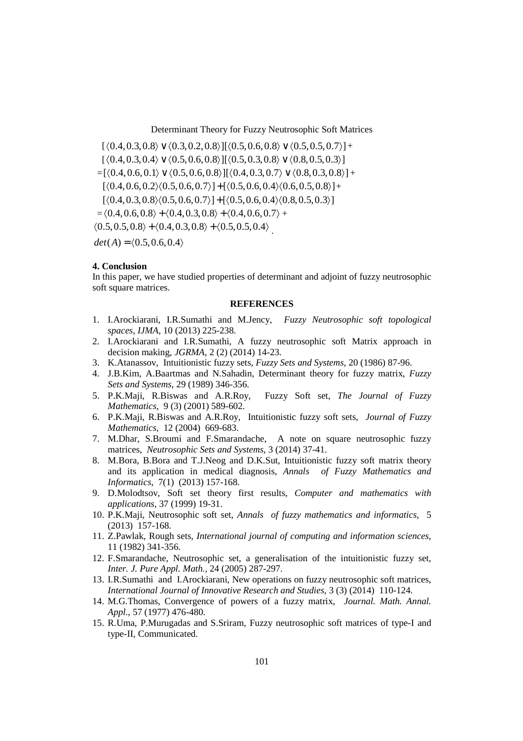$$[\langle 0.4, 0.3, 0.8\rangle \vee \langle 0.3, 0.2, 0.8\rangle][\langle 0.5, 0.6, 0.8\rangle \vee \langle 0.5, 0.5, 0.7\rangle]+$$

$$[\langle 0.4, 0.3, 0.4\rangle \vee \langle 0.5, 0.6, 0.8\rangle][\langle 0.5, 0.3, 0.8\rangle \vee \langle 0.8, 0.5, 0.3\rangle]$$

$$=[\langle 0.4, 0.6, 0.1\rangle \vee \langle 0.5, 0.6, 0.8\rangle][\langle 0.4, 0.3, 0.7\rangle \vee \langle 0.8, 0.3, 0.8\rangle]+$$

$$[\langle 0.4, 0.6, 0.2\rangle\langle 0.5, 0.6, 0.7\rangle]+[\langle 0.5, 0.6, 0.4\rangle\langle 0.6, 0.5, 0.8\rangle]+$$

$$[\langle 0.4, 0.3, 0.8\rangle\langle 0.5, 0.6, 0.7\rangle]+[\langle 0.5, 0.6, 0.4\rangle\langle 0.8, 0.5, 0.3\rangle]$$

$$=\langle 0.4, 0.6, 0.8\rangle+\langle 0.4, 0.3, 0.8\rangle+\langle 0.4, 0.6, 0.7\rangle+$$

$$\langle 0.5, 0.5, 0.8\rangle+\langle 0.4, 0.3, 0.8\rangle+\langle 0.5, 0.5, 0.4\rangle.$$

$$det(A)=\langle 0.5, 0.6, 0.4\rangle$$

**4. Conclusion**

In this paper, we have studied properties of determinant and adjoint of fuzzy neutrosophic soft square matrices.

**REFERENCES**

1. I.Arockiarani, I.R.Sumathi and M.Jency, *Fuzzy Neutrosophic soft topological spaces*, *IJMA*, 10 (2013) 225-238.
2. I.Arockiarani and I.R.Sumathi, A fuzzy neutrosophic soft Matrix approach in decision making, *JGRMA*, 2 (2) (2014) 14-23.
3. K.Atanassov, Intuitionistic fuzzy sets, *Fuzzy Sets and Systems*, 20 (1986) 87-96.
4. J.B.Kim, A.Baartmas and N.Sahadin, Determinant theory for fuzzy matrix, *Fuzzy Sets and Systems*, 29 (1989) 346-356.
5. P.K.Maji, R.Biswas and A.R.Roy, Fuzzy Soft set, *The Journal of Fuzzy Mathematics*, 9 (3) (2001) 589-602.
6. P.K.Maji, R.Biswas and A.R.Roy, Intuitionistic fuzzy soft sets, *Journal of Fuzzy Mathematics*, 12 (2004) 669-683.
7. M.Dhar, S.Broumi and F.Smarandache, A note on square neutrosophic fuzzy matrices, *Neutrosophic Sets and Systems*, 3 (2014) 37-41.
8. M.Bora, B.Bora and T.J.Neog and D.K.Sut, Intuitionistic fuzzy soft matrix theory and its application in medical diagnosis, *Annals of Fuzzy Mathematics and Informatics*, 7(1) (2013) 157-168.
9. D.Molodtsov, Soft set theory first results, *Computer and mathematics with applications*, 37 (1999) 19-31.
10. P.K.Maji, Neutrosophic soft set, *Annals of fuzzy mathematics and informatics*, 5 (2013) 157-168.
11. Z.Pawlak, Rough sets, *International journal of computing and information sciences*, 11 (1982) 341-356.
12. F.Smarandache, Neutrosophic set, a generalisation of the intuitionistic fuzzy set, *Inter. J. Pure Appl. Math.*, 24 (2005) 287-297.
13. I.R.Sumathi and I.Arockiarani, New operations on fuzzy neutrosophic soft matrices, *International Journal of Innovative Research and Studies*, 3 (3) (2014) 110-124.
14. M.G.Thomas, Convergence of powers of a fuzzy matrix, *Journal. Math. Annal. Appl.*, 57 (1977) 476-480.
15. R.Uma, P.Murugadas and S.Sriram, Fuzzy neutrosophic soft matrices of type-I and type-II, Communicated.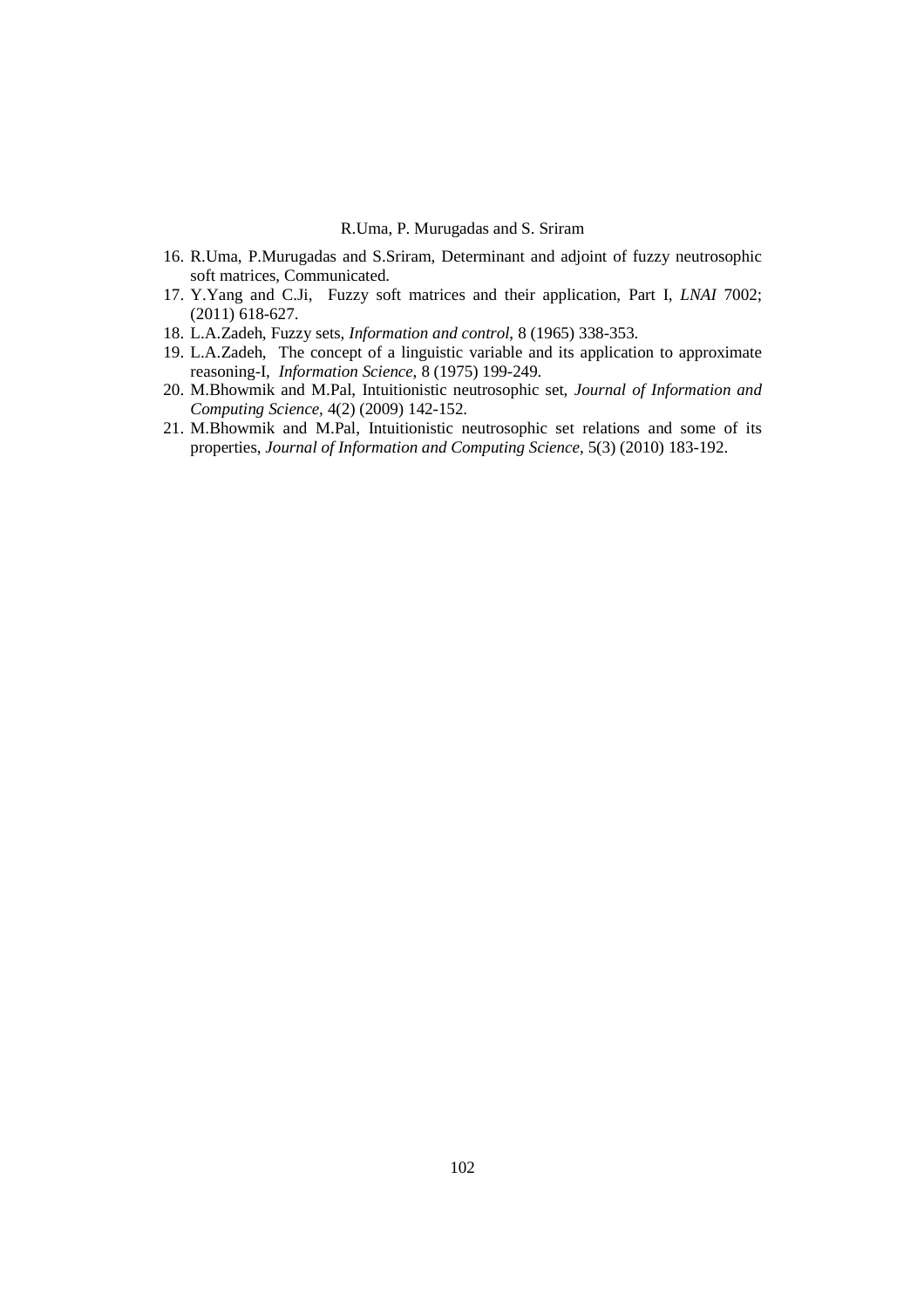16. R.Uma, P.Murugadas and S.Sriram, Determinant and adjoint of fuzzy neutrosophic soft matrices, Communicated.
17. Y.Yang and C.Ji, Fuzzy soft matrices and their application, Part I, *LNAI* 7002; (2011) 618-627.
18. L.A.Zadeh, Fuzzy sets, *Information and control*, 8 (1965) 338-353.
19. L.A.Zadeh, The concept of a linguistic variable and its application to approximate reasoning-I, *Information Science*, 8 (1975) 199-249.
20. M.Bhowmik and M.Pal, Intuitionistic neutrosophic set, *Journal of Information and Computing Science*, 4(2) (2009) 142-152.
21. M.Bhowmik and M.Pal, Intuitionistic neutrosophic set relations and some of its properties, *Journal of Information and Computing Science*, 5(3) (2010) 183-192.